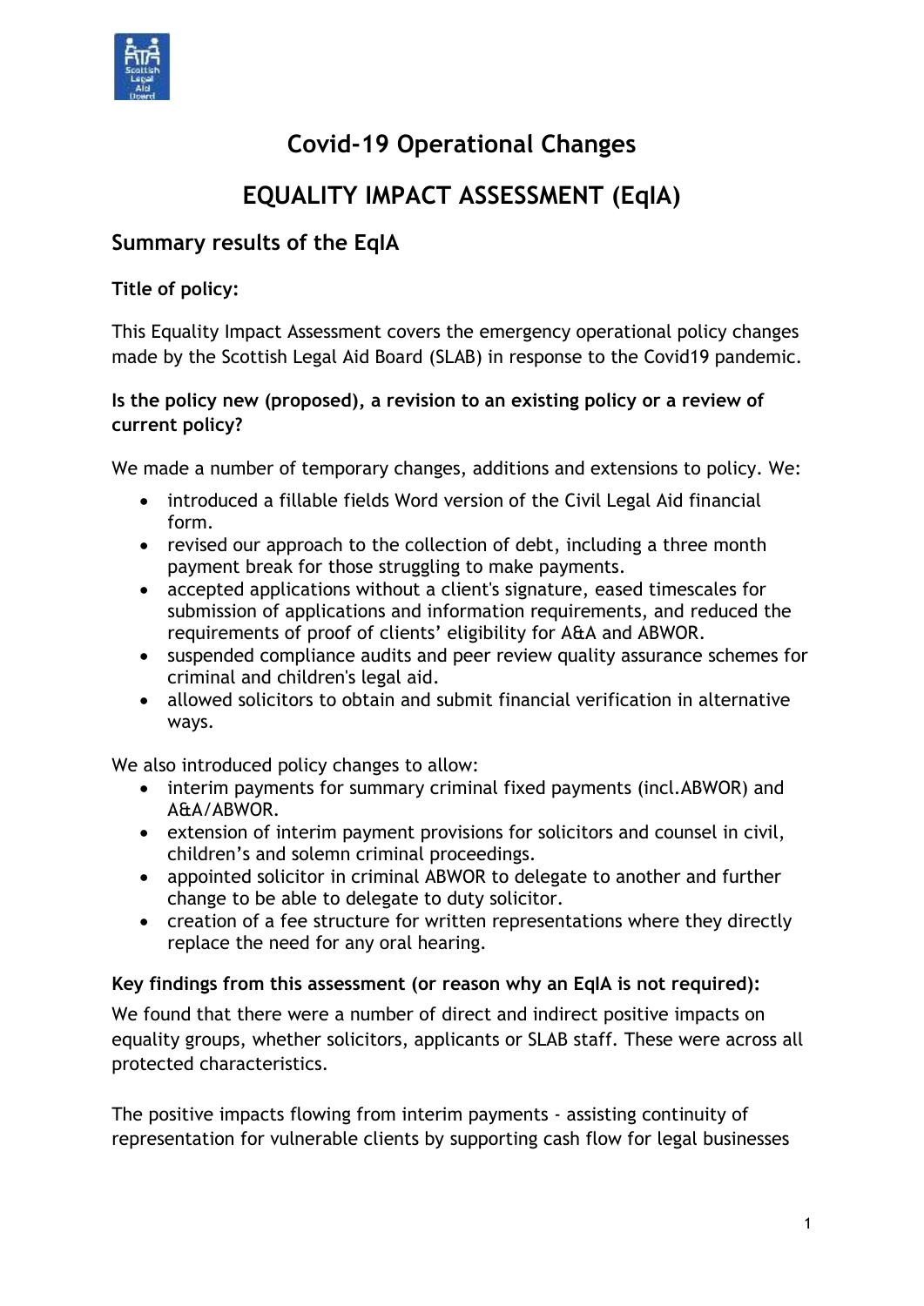# Covid-19 Operational Changes

# EQUALITY IMPACT ASSESSMENT (EqIA)

## Summary results of the EqIA

**Title of policy:**

This Equality Impact Assessment covers the emergency operational policy changes made by the Scottish Legal Aid Board (SLAB) in response to the Covid19 pandemic.

**Is the policy new (proposed), a revision to an existing policy or a review of current policy?**

We made a number of temporary changes, additions and extensions to policy. We:

- introduced a fillable fields Word version of the Civil Legal Aid financial form.
- revised our approach to the collection of debt, including a three month payment break for those struggling to make payments.
- accepted applications without a client's signature, eased timescales for submission of applications and information requirements, and reduced the requirements of proof of clients' eligibility for A&A and ABWOR.
- suspended compliance audits and peer review quality assurance schemes for criminal and children's legal aid.
- allowed solicitors to obtain and submit financial verification in alternative ways.

We also introduced policy changes to allow:

- interim payments for summary criminal fixed payments (incl.ABWOR) and A&A/ABWOR.
- extension of interim payment provisions for solicitors and counsel in civil, children's and solemn criminal proceedings.
- appointed solicitor in criminal ABWOR to delegate to another and further change to be able to delegate to duty solicitor.
- creation of a fee structure for written representations where they directly replace the need for any oral hearing.

**Key findings from this assessment (or reason why an EqIA is not required):**

We found that there were a number of direct and indirect positive impacts on equality groups, whether solicitors, applicants or SLAB staff. These were across all protected characteristics.

The positive impacts flowing from interim payments - assisting continuity of representation for vulnerable clients by supporting cash flow for legal businesses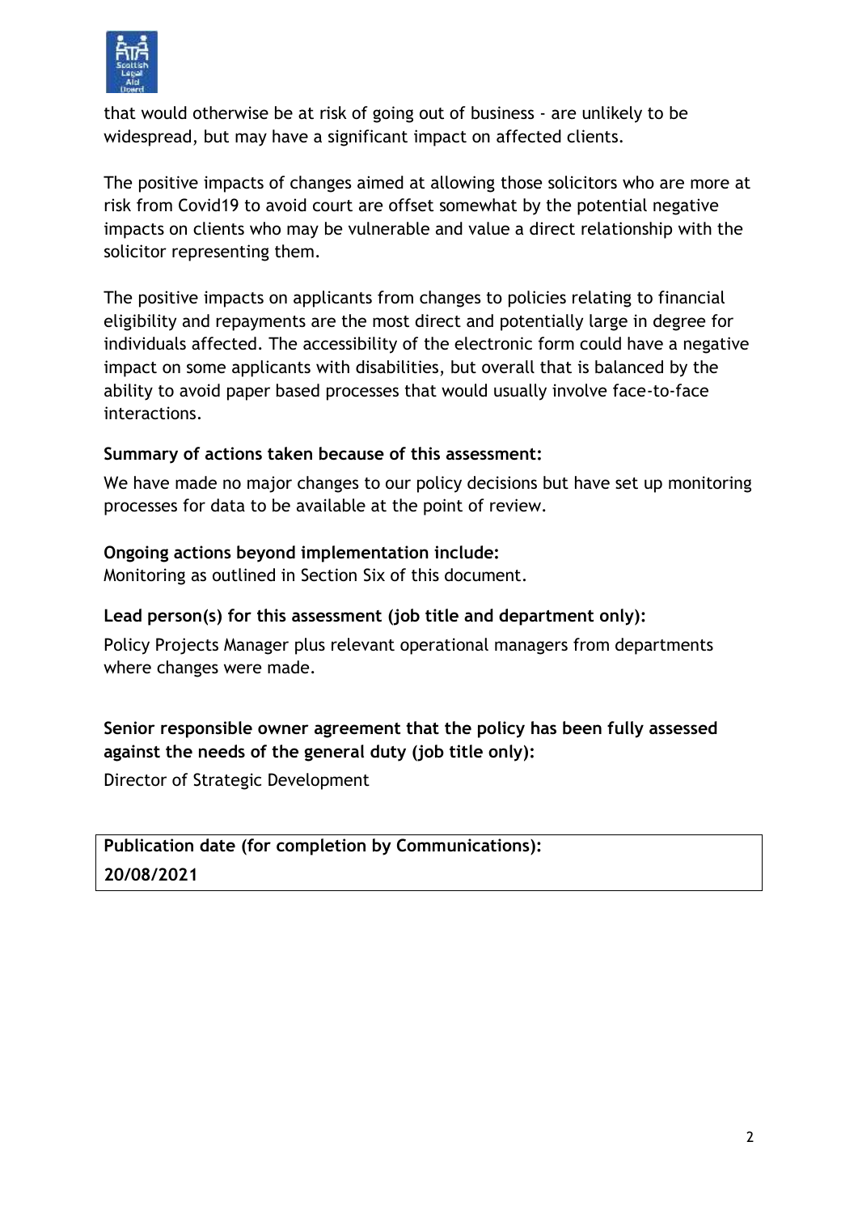that would otherwise be at risk of going out of business - are unlikely to be widespread, but may have a significant impact on affected clients.

The positive impacts of changes aimed at allowing those solicitors who are more at risk from Covid19 to avoid court are offset somewhat by the potential negative impacts on clients who may be vulnerable and value a direct relationship with the solicitor representing them.

The positive impacts on applicants from changes to policies relating to financial eligibility and repayments are the most direct and potentially large in degree for individuals affected. The accessibility of the electronic form could have a negative impact on some applicants with disabilities, but overall that is balanced by the ability to avoid paper based processes that would usually involve face-to-face interactions.

**Summary of actions taken because of this assessment:**

We have made no major changes to our policy decisions but have set up monitoring processes for data to be available at the point of review.

**Ongoing actions beyond implementation include:**

Monitoring as outlined in Section Six of this document.

**Lead person(s) for this assessment (job title and department only):**

Policy Projects Manager plus relevant operational managers from departments where changes were made.

**Senior responsible owner agreement that the policy has been fully assessed against the needs of the general duty (job title only):**

Director of Strategic Development

| **Publication date (for completion by Communications):** |
|---|
| **20/08/2021** |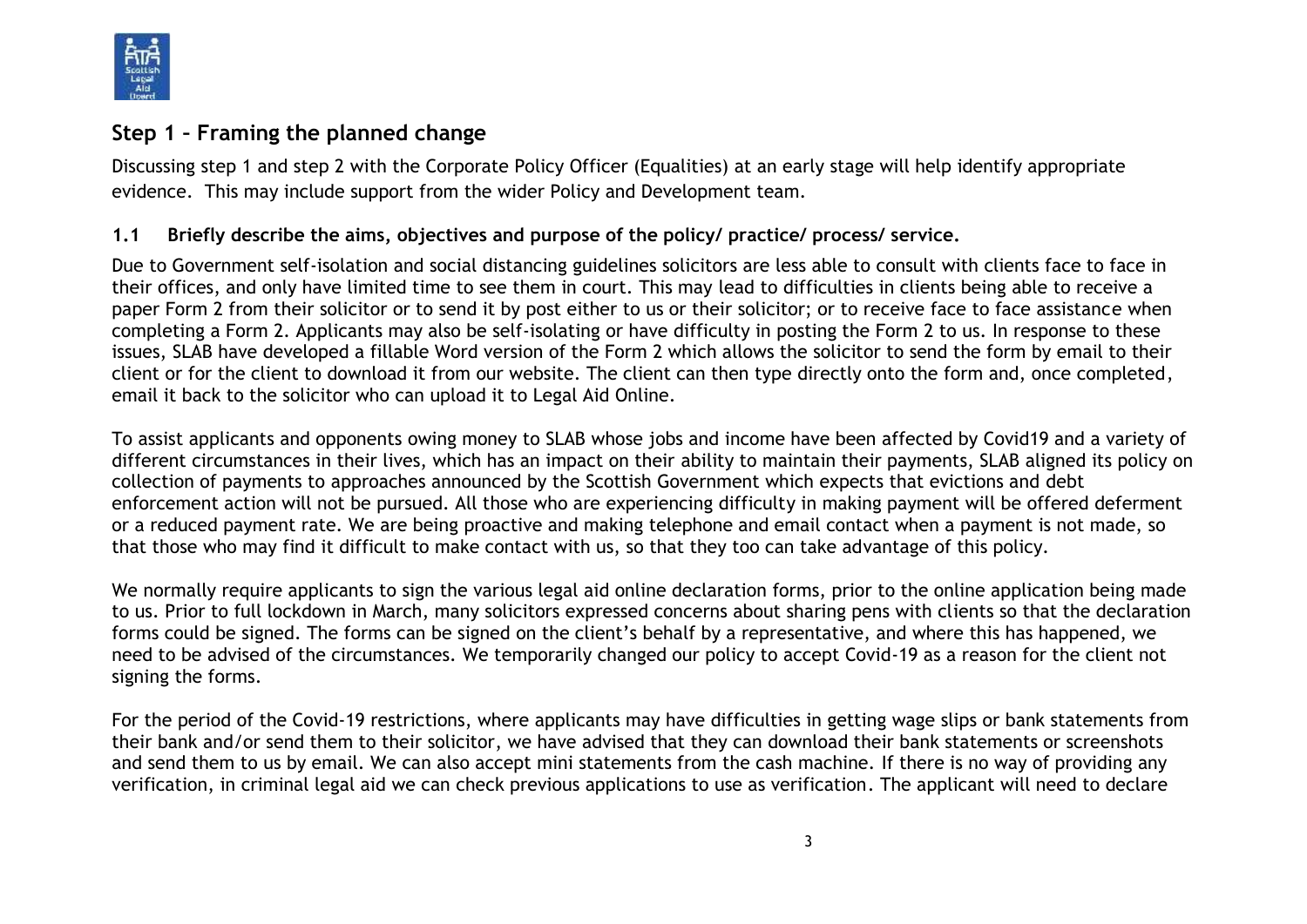## Step 1 – Framing the planned change

Discussing step 1 and step 2 with the Corporate Policy Officer (Equalities) at an early stage will help identify appropriate evidence. This may include support from the wider Policy and Development team.

### 1.1 Briefly describe the aims, objectives and purpose of the policy/ practice/ process/ service.

Due to Government self-isolation and social distancing guidelines solicitors are less able to consult with clients face to face in their offices, and only have limited time to see them in court. This may lead to difficulties in clients being able to receive a paper Form 2 from their solicitor or to send it by post either to us or their solicitor; or to receive face to face assistance when completing a Form 2. Applicants may also be self-isolating or have difficulty in posting the Form 2 to us. In response to these issues, SLAB have developed a fillable Word version of the Form 2 which allows the solicitor to send the form by email to their client or for the client to download it from our website. The client can then type directly onto the form and, once completed, email it back to the solicitor who can upload it to Legal Aid Online.

To assist applicants and opponents owing money to SLAB whose jobs and income have been affected by Covid19 and a variety of different circumstances in their lives, which has an impact on their ability to maintain their payments, SLAB aligned its policy on collection of payments to approaches announced by the Scottish Government which expects that evictions and debt enforcement action will not be pursued. All those who are experiencing difficulty in making payment will be offered deferment or a reduced payment rate. We are being proactive and making telephone and email contact when a payment is not made, so that those who may find it difficult to make contact with us, so that they too can take advantage of this policy.

We normally require applicants to sign the various legal aid online declaration forms, prior to the online application being made to us. Prior to full lockdown in March, many solicitors expressed concerns about sharing pens with clients so that the declaration forms could be signed. The forms can be signed on the client's behalf by a representative, and where this has happened, we need to be advised of the circumstances. We temporarily changed our policy to accept Covid-19 as a reason for the client not signing the forms.

For the period of the Covid-19 restrictions, where applicants may have difficulties in getting wage slips or bank statements from their bank and/or send them to their solicitor, we have advised that they can download their bank statements or screenshots and send them to us by email. We can also accept mini statements from the cash machine. If there is no way of providing any verification, in criminal legal aid we can check previous applications to use as verification. The applicant will need to declare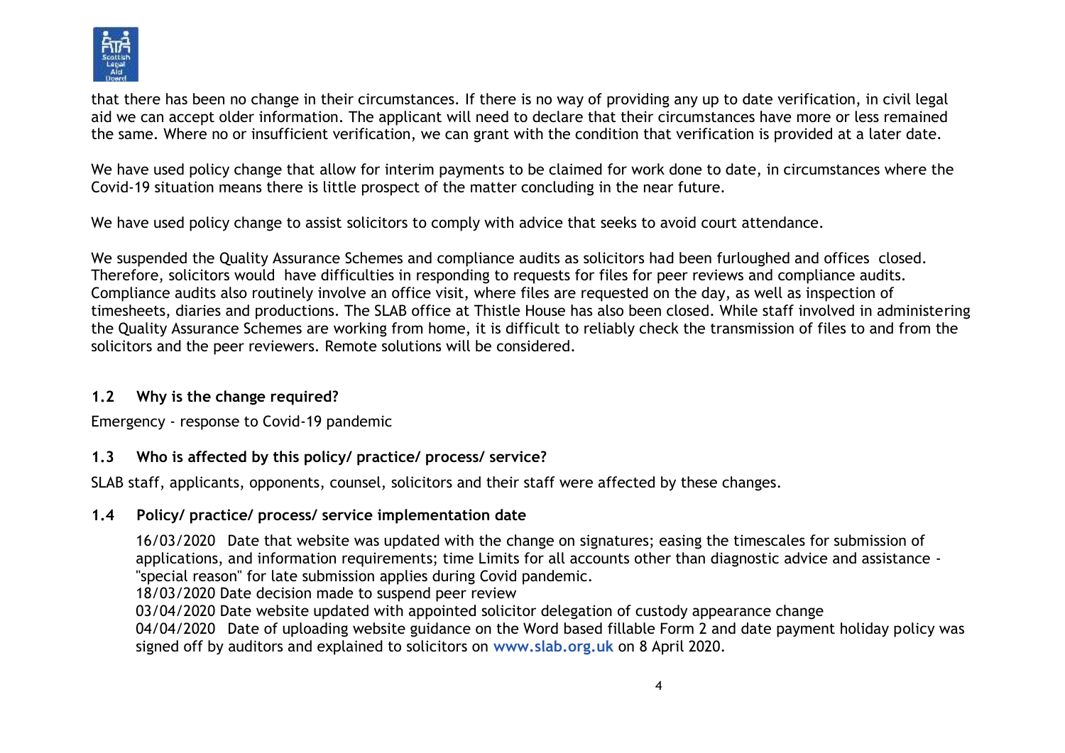that there has been no change in their circumstances. If there is no way of providing any up to date verification, in civil legal aid we can accept older information. The applicant will need to declare that their circumstances have more or less remained the same. Where no or insufficient verification, we can grant with the condition that verification is provided at a later date.

We have used policy change that allow for interim payments to be claimed for work done to date, in circumstances where the Covid-19 situation means there is little prospect of the matter concluding in the near future.

We have used policy change to assist solicitors to comply with advice that seeks to avoid court attendance.

We suspended the Quality Assurance Schemes and compliance audits as solicitors had been furloughed and offices closed. Therefore, solicitors would have difficulties in responding to requests for files for peer reviews and compliance audits. Compliance audits also routinely involve an office visit, where files are requested on the day, as well as inspection of timesheets, diaries and productions. The SLAB office at Thistle House has also been closed. While staff involved in administering the Quality Assurance Schemes are working from home, it is difficult to reliably check the transmission of files to and from the solicitors and the peer reviewers. Remote solutions will be considered.

### 1.2 Why is the change required?

Emergency - response to Covid-19 pandemic

### 1.3 Who is affected by this policy/ practice/ process/ service?

SLAB staff, applicants, opponents, counsel, solicitors and their staff were affected by these changes.

### 1.4 Policy/ practice/ process/ service implementation date

16/03/2020 Date that website was updated with the change on signatures; easing the timescales for submission of applications, and information requirements; time Limits for all accounts other than diagnostic advice and assistance - "special reason" for late submission applies during Covid pandemic.
18/03/2020 Date decision made to suspend peer review
03/04/2020 Date website updated with appointed solicitor delegation of custody appearance change
04/04/2020 Date of uploading website guidance on the Word based fillable Form 2 and date payment holiday policy was signed off by auditors and explained to solicitors on www.slab.org.uk on 8 April 2020.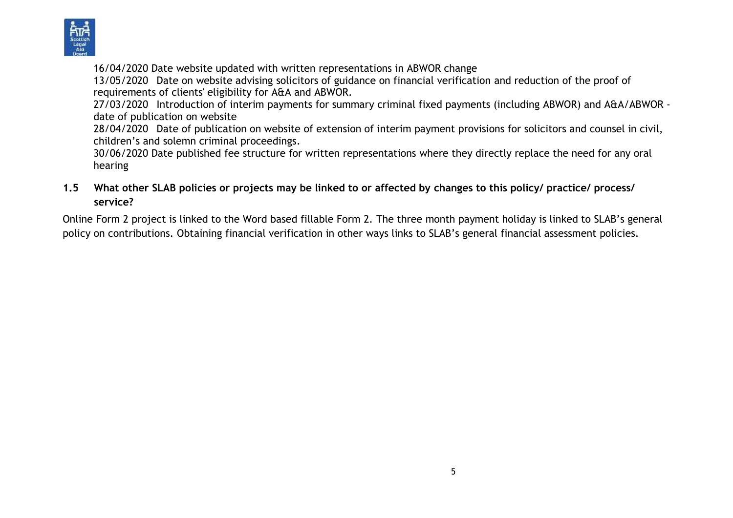16/04/2020 Date website updated with written representations in ABWOR change

13/05/2020 Date on website advising solicitors of guidance on financial verification and reduction of the proof of requirements of clients' eligibility for A&A and ABWOR.

27/03/2020 Introduction of interim payments for summary criminal fixed payments (including ABWOR) and A&A/ABWOR - date of publication on website

28/04/2020 Date of publication on website of extension of interim payment provisions for solicitors and counsel in civil, children's and solemn criminal proceedings.

30/06/2020 Date published fee structure for written representations where they directly replace the need for any oral hearing

**1.5 What other SLAB policies or projects may be linked to or affected by changes to this policy/ practice/ process/ service?**

Online Form 2 project is linked to the Word based fillable Form 2. The three month payment holiday is linked to SLAB's general policy on contributions. Obtaining financial verification in other ways links to SLAB's general financial assessment policies.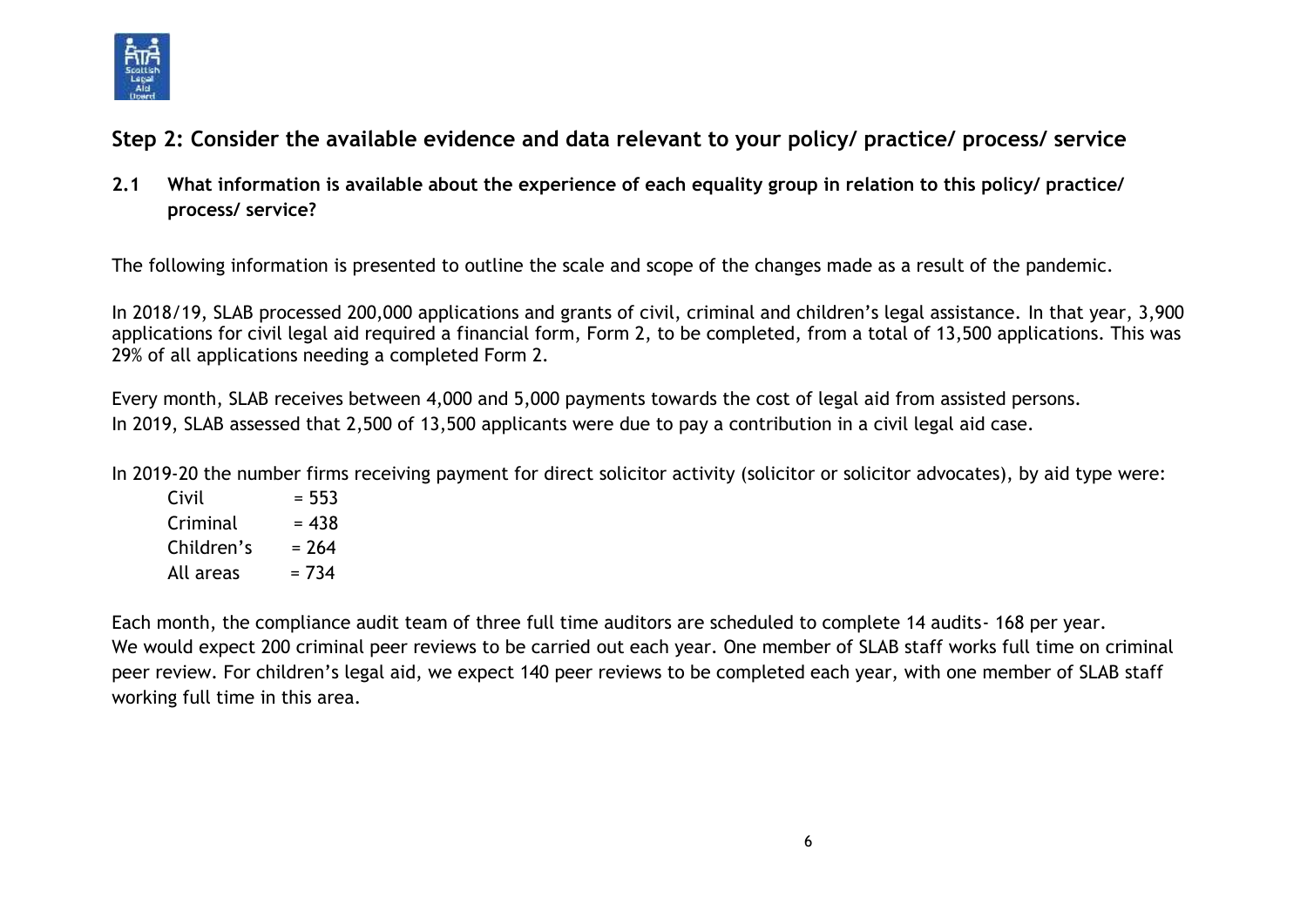## Step 2: Consider the available evidence and data relevant to your policy/ practice/ process/ service

### 2.1 What information is available about the experience of each equality group in relation to this policy/ practice/ process/ service?

The following information is presented to outline the scale and scope of the changes made as a result of the pandemic.

In 2018/19, SLAB processed 200,000 applications and grants of civil, criminal and children's legal assistance. In that year, 3,900 applications for civil legal aid required a financial form, Form 2, to be completed, from a total of 13,500 applications. This was 29% of all applications needing a completed Form 2.

Every month, SLAB receives between 4,000 and 5,000 payments towards the cost of legal aid from assisted persons.
In 2019, SLAB assessed that 2,500 of 13,500 applicants were due to pay a contribution in a civil legal aid case.

In 2019-20 the number firms receiving payment for direct solicitor activity (solicitor or solicitor advocates), by aid type were:

- Civil = 553
- Criminal = 438
- Children's = 264
- All areas = 734

Each month, the compliance audit team of three full time auditors are scheduled to complete 14 audits- 168 per year.
We would expect 200 criminal peer reviews to be carried out each year. One member of SLAB staff works full time on criminal peer review. For children's legal aid, we expect 140 peer reviews to be completed each year, with one member of SLAB staff working full time in this area.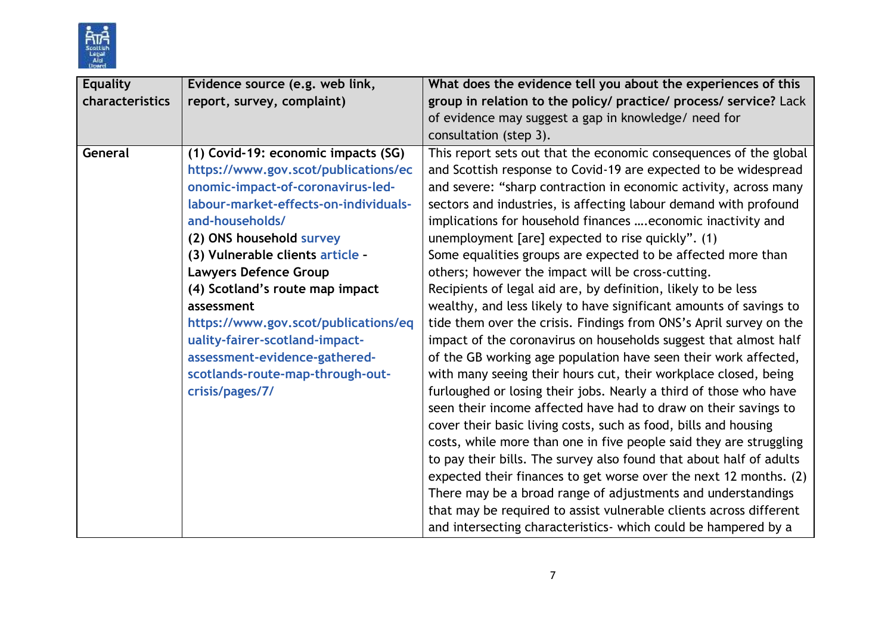| Equality characteristics | Evidence source (e.g. web link, report, survey, complaint) | What does the evidence tell you about the experiences of this group in relation to the policy/ practice/ process/ service? Lack of evidence may suggest a gap in knowledge/ need for consultation (step 3). |
|---|---|---|
| **General** | **(1) Covid-19: economic impacts (SG)** https://www.gov.scot/publications/economic-impact-of-coronavirus-led-labour-market-effects-on-individuals-and-households/ <br> **(2) ONS household survey** <br> **(3) Vulnerable clients article - Lawyers Defence Group** <br> **(4) Scotland's route map impact assessment** https://www.gov.scot/publications/equality-fairer-scotland-impact-assessment-evidence-gathered-scotlands-route-map-through-out-crisis/pages/7/ | This report sets out that the economic consequences of the global and Scottish response to Covid-19 are expected to be widespread and severe: "sharp contraction in economic activity, across many sectors and industries, is affecting labour demand with profound implications for household finances ….economic inactivity and unemployment [are] expected to rise quickly". (1) <br> Some equalities groups are expected to be affected more than others; however the impact will be cross-cutting. <br> Recipients of legal aid are, by definition, likely to be less wealthy, and less likely to have significant amounts of savings to tide them over the crisis. Findings from ONS's April survey on the impact of the coronavirus on households suggest that almost half of the GB working age population have seen their work affected, with many seeing their hours cut, their workplace closed, being furloughed or losing their jobs. Nearly a third of those who have seen their income affected have had to draw on their savings to cover their basic living costs, such as food, bills and housing costs, while more than one in five people said they are struggling to pay their bills. The survey also found that about half of adults expected their finances to get worse over the next 12 months. (2) <br> There may be a broad range of adjustments and understandings that may be required to assist vulnerable clients across different and intersecting characteristics- which could be hampered by a |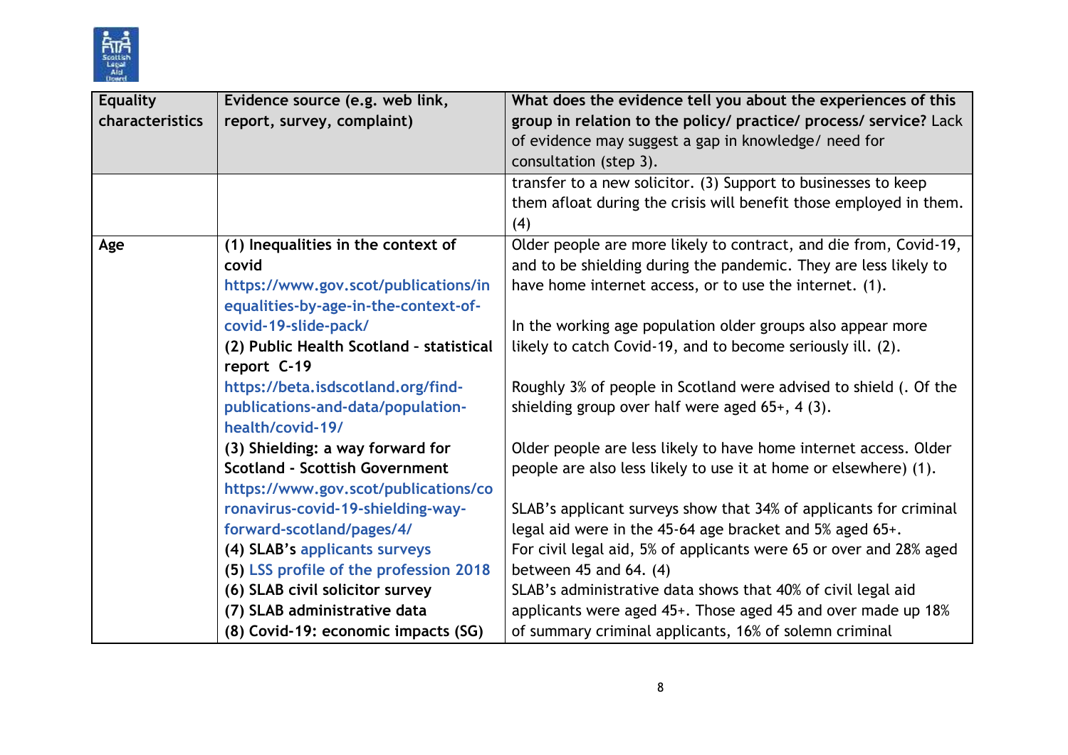| Equality characteristics | Evidence source (e.g. web link, report, survey, complaint) | What does the evidence tell you about the experiences of this group in relation to the policy/ practice/ process/ service? Lack of evidence may suggest a gap in knowledge/ need for consultation (step 3). |
|---|---|---|
| | | transfer to a new solicitor. (3) Support to businesses to keep them afloat during the crisis will benefit those employed in them. (4) |
| **Age** | **(1) Inequalities in the context of covid** https://www.gov.scot/publications/inequalities-by-age-in-the-context-of-covid-19-slide-pack/ **(2) Public Health Scotland - statistical report C-19** https://beta.isdscotland.org/find-publications-and-data/population-health/covid-19/ **(3) Shielding: a way forward for Scotland - Scottish Government** https://www.gov.scot/publications/coronavirus-covid-19-shielding-way-forward-scotland/pages/4/ **(4) SLAB's applicants surveys** **(5) LSS profile of the profession 2018** **(6) SLAB civil solicitor survey** **(7) SLAB administrative data** **(8) Covid-19: economic impacts (SG)** | Older people are more likely to contract, and die from, Covid-19, and to be shielding during the pandemic. They are less likely to have home internet access, or to use the internet. (1).<br><br>In the working age population older groups also appear more likely to catch Covid-19, and to become seriously ill. (2).<br><br>Roughly 3% of people in Scotland were advised to shield (. Of the shielding group over half were aged 65+, 4 (3).<br><br>Older people are less likely to have home internet access. Older people are also less likely to use it at home or elsewhere) (1).<br><br>SLAB's applicant surveys show that 34% of applicants for criminal legal aid were in the 45-64 age bracket and 5% aged 65+. For civil legal aid, 5% of applicants were 65 or over and 28% aged between 45 and 64. (4) SLAB's administrative data shows that 40% of civil legal aid applicants were aged 45+. Those aged 45 and over made up 18% of summary criminal applicants, 16% of solemn criminal |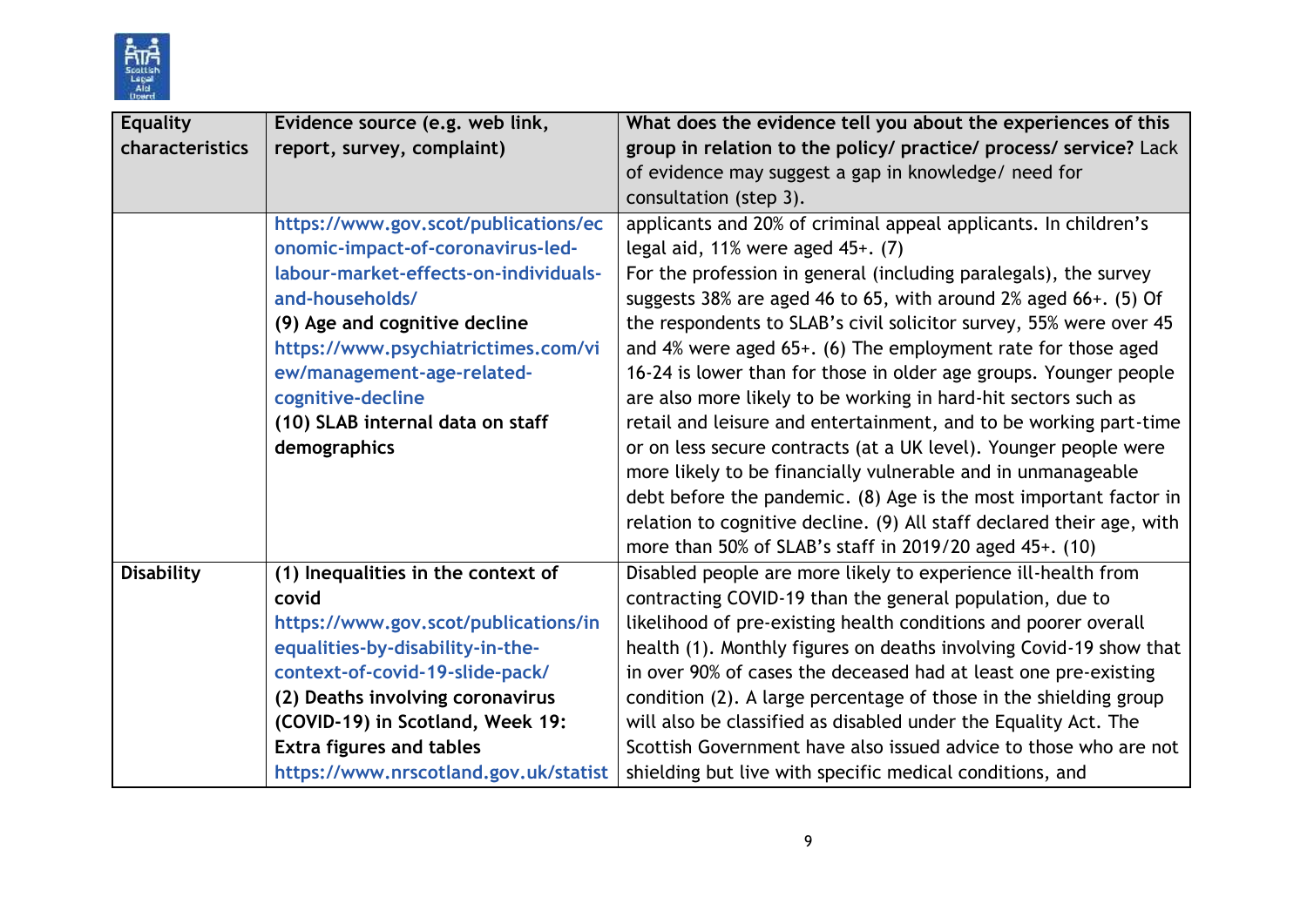| Equality characteristics | Evidence source (e.g. web link, report, survey, complaint) | What does the evidence tell you about the experiences of this group in relation to the policy/ practice/ process/ service? Lack of evidence may suggest a gap in knowledge/ need for consultation (step 3). |
|---|---|---|
| | https://www.gov.scot/publications/economic-impact-of-coronavirus-led-labour-market-effects-on-individuals-and-households/ **(9) Age and cognitive decline** https://www.psychiatrictimes.com/view/management-age-related-cognitive-decline **(10) SLAB internal data on staff demographics** | applicants and 20% of criminal appeal applicants. In children's legal aid, 11% were aged 45+. (7) For the profession in general (including paralegals), the survey suggests 38% are aged 46 to 65, with around 2% aged 66+. (5) Of the respondents to SLAB's civil solicitor survey, 55% were over 45 and 4% were aged 65+. (6) The employment rate for those aged 16-24 is lower than for those in older age groups. Younger people are also more likely to be working in hard-hit sectors such as retail and leisure and entertainment, and to be working part-time or on less secure contracts (at a UK level). Younger people were more likely to be financially vulnerable and in unmanageable debt before the pandemic. (8) Age is the most important factor in relation to cognitive decline. (9) All staff declared their age, with more than 50% of SLAB's staff in 2019/20 aged 45+. (10) |
| **Disability** | **(1) Inequalities in the context of covid** https://www.gov.scot/publications/inequalities-by-disability-in-the-context-of-covid-19-slide-pack/ **(2) Deaths involving coronavirus (COVID-19) in Scotland, Week 19: Extra figures and tables** https://www.nrscotland.gov.uk/statist | Disabled people are more likely to experience ill-health from contracting COVID-19 than the general population, due to likelihood of pre-existing health conditions and poorer overall health (1). Monthly figures on deaths involving Covid-19 show that in over 90% of cases the deceased had at least one pre-existing condition (2). A large percentage of those in the shielding group will also be classified as disabled under the Equality Act. The Scottish Government have also issued advice to those who are not shielding but live with specific medical conditions, and |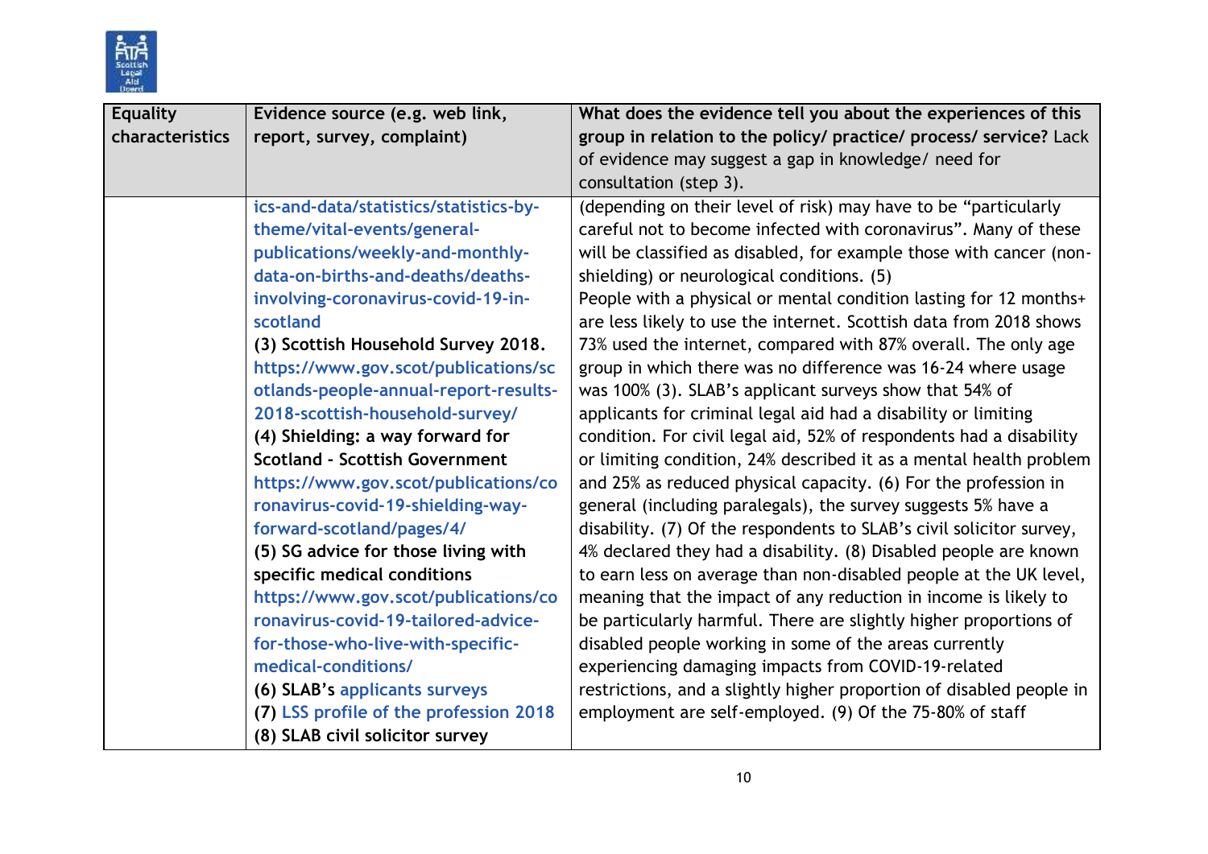| Equality characteristics | Evidence source (e.g. web link, report, survey, complaint) | What does the evidence tell you about the experiences of this group in relation to the policy/ practice/ process/ service? Lack of evidence may suggest a gap in knowledge/ need for consultation (step 3). |
|---|---|---|
| | ics-and-data/statistics/statistics-by-theme/vital-events/general-publications/weekly-and-monthly-data-on-births-and-deaths/deaths-involving-coronavirus-covid-19-in-scotland<br>**(3) Scottish Household Survey 2018.** https://www.gov.scot/publications/scotlands-people-annual-report-results-2018-scottish-household-survey/<br>**(4) Shielding: a way forward for Scotland - Scottish Government** https://www.gov.scot/publications/coronavirus-covid-19-shielding-way-forward-scotland/pages/4/<br>**(5) SG advice for those living with specific medical conditions** https://www.gov.scot/publications/coronavirus-covid-19-tailored-advice-for-those-who-live-with-specific-medical-conditions/<br>**(6) SLAB's applicants surveys**<br>**(7) LSS profile of the profession 2018**<br>**(8) SLAB civil solicitor survey** | (depending on their level of risk) may have to be "particularly careful not to become infected with coronavirus". Many of these will be classified as disabled, for example those with cancer (non-shielding) or neurological conditions. (5)<br>People with a physical or mental condition lasting for 12 months+ are less likely to use the internet. Scottish data from 2018 shows 73% used the internet, compared with 87% overall. The only age group in which there was no difference was 16-24 where usage was 100% (3). SLAB's applicant surveys show that 54% of applicants for criminal legal aid had a disability or limiting condition. For civil legal aid, 52% of respondents had a disability or limiting condition, 24% described it as a mental health problem and 25% as reduced physical capacity. (6) For the profession in general (including paralegals), the survey suggests 5% have a disability. (7) Of the respondents to SLAB's civil solicitor survey, 4% declared they had a disability. (8) Disabled people are known to earn less on average than non-disabled people at the UK level, meaning that the impact of any reduction in income is likely to be particularly harmful. There are slightly higher proportions of disabled people working in some of the areas currently experiencing damaging impacts from COVID-19-related restrictions, and a slightly higher proportion of disabled people in employment are self-employed. (9) Of the 75-80% of staff |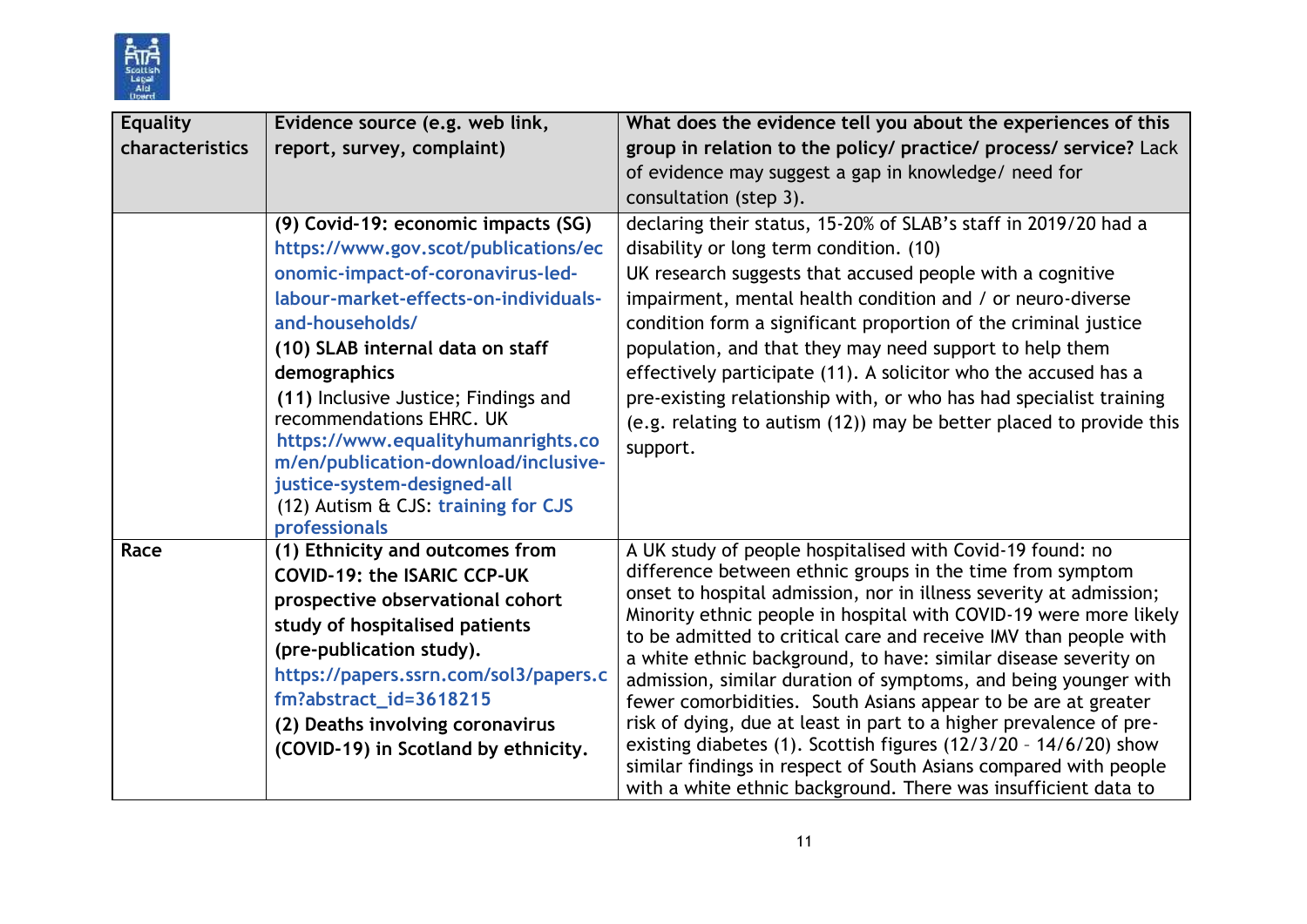| Equality characteristics | Evidence source (e.g. web link, report, survey, complaint) | What does the evidence tell you about the experiences of this group in relation to the policy/ practice/ process/ service? Lack of evidence may suggest a gap in knowledge/ need for consultation (step 3). |
|---|---|---|
| | **(9) Covid-19: economic impacts (SG)** https://www.gov.scot/publications/economic-impact-of-coronavirus-led-labour-market-effects-on-individuals-and-households/ **(10) SLAB internal data on staff demographics** **(11)** Inclusive Justice; Findings and recommendations EHRC. UK https://www.equalityhumanrights.com/en/publication-download/inclusive-justice-system-designed-all (12) Autism & CJS: training for CJS professionals | declaring their status, 15-20% of SLAB's staff in 2019/20 had a disability or long term condition. (10) UK research suggests that accused people with a cognitive impairment, mental health condition and / or neuro-diverse condition form a significant proportion of the criminal justice population, and that they may need support to help them effectively participate (11). A solicitor who the accused has a pre-existing relationship with, or who has had specialist training (e.g. relating to autism (12)) may be better placed to provide this support. |
| Race | **(1) Ethnicity and outcomes from COVID-19: the ISARIC CCP-UK prospective observational cohort study of hospitalised patients (pre-publication study).** https://papers.ssrn.com/sol3/papers.cfm?abstract_id=3618215 **(2) Deaths involving coronavirus (COVID-19) in Scotland by ethnicity.** | A UK study of people hospitalised with Covid-19 found: no difference between ethnic groups in the time from symptom onset to hospital admission, nor in illness severity at admission; Minority ethnic people in hospital with COVID-19 were more likely to be admitted to critical care and receive IMV than people with a white ethnic background, to have: similar disease severity on admission, similar duration of symptoms, and being younger with fewer comorbidities. South Asians appear to be are at greater risk of dying, due at least in part to a higher prevalence of pre-existing diabetes (1). Scottish figures (12/3/20 – 14/6/20) show similar findings in respect of South Asians compared with people with a white ethnic background. There was insufficient data to |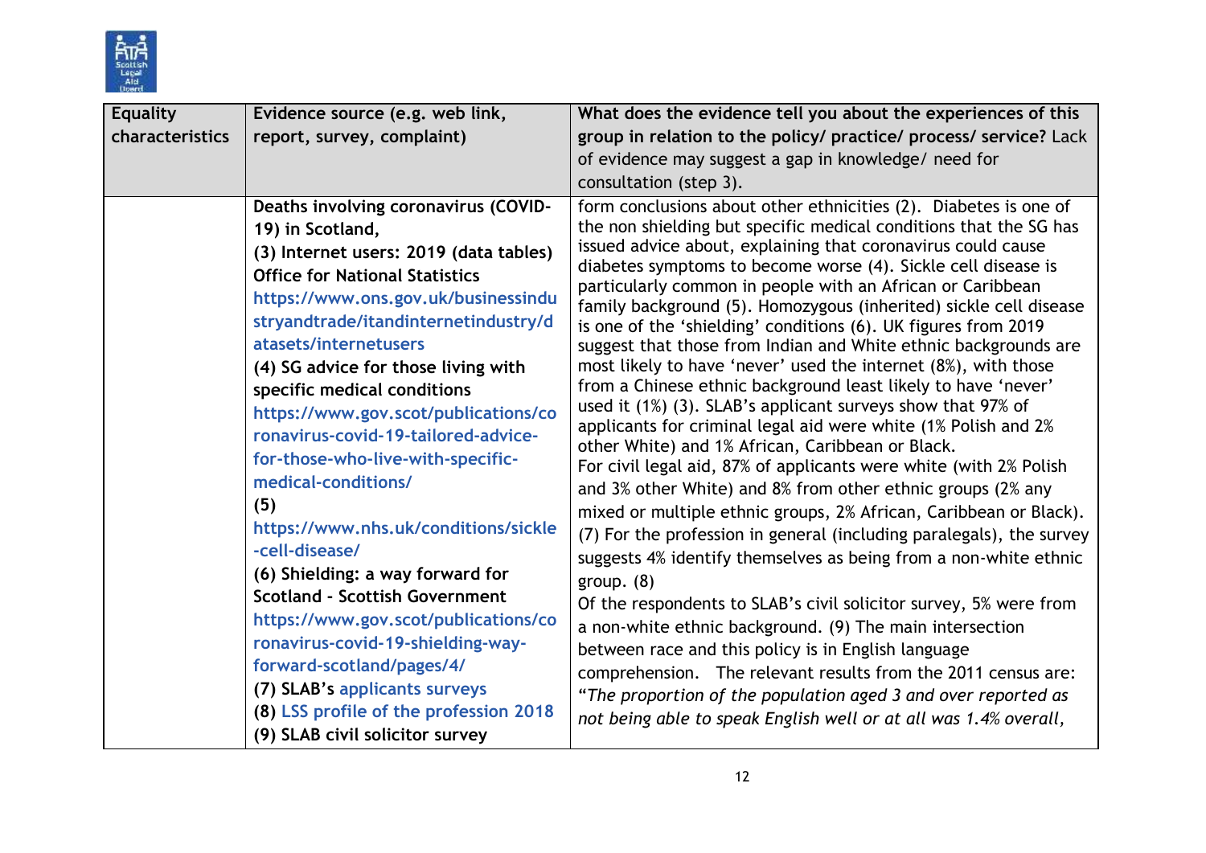| Equality characteristics | Evidence source (e.g. web link, report, survey, complaint) | What does the evidence tell you about the experiences of this group in relation to the policy/ practice/ process/ service? Lack of evidence may suggest a gap in knowledge/ need for consultation (step 3). |
|---|---|---|
| | **Deaths involving coronavirus (COVID-19) in Scotland,**<br>**(3) Internet users: 2019 (data tables) Office for National Statistics** https://www.ons.gov.uk/businessindustryandtrade/itandinternetindustry/datasets/internetusers<br>**(4) SG advice for those living with specific medical conditions** https://www.gov.scot/publications/coronavirus-covid-19-tailored-advice-for-those-who-live-with-specific-medical-conditions/<br>**(5)** https://www.nhs.uk/conditions/sickle-cell-disease/<br>**(6) Shielding: a way forward for Scotland - Scottish Government** https://www.gov.scot/publications/coronavirus-covid-19-shielding-way-forward-scotland/pages/4/<br>**(7) SLAB's applicant surveys**<br>**(8) LSS profile of the profession 2018**<br>**(9) SLAB civil solicitor survey** | form conclusions about other ethnicities (2). Diabetes is one of the non shielding but specific medical conditions that the SG has issued advice about, explaining that coronavirus could cause diabetes symptoms to become worse (4). Sickle cell disease is particularly common in people with an African or Caribbean family background (5). Homozygous (inherited) sickle cell disease is one of the 'shielding' conditions (6). UK figures from 2019 suggest that those from Indian and White ethnic backgrounds are most likely to have 'never' used the internet (8%), with those from a Chinese ethnic background least likely to have 'never' used it (1%) (3). SLAB's applicant surveys show that 97% of applicants for criminal legal aid were white (1% Polish and 2% other White) and 1% African, Caribbean or Black.<br>For civil legal aid, 87% of applicants were white (with 2% Polish and 3% other White) and 8% from other ethnic groups (2% any mixed or multiple ethnic groups, 2% African, Caribbean or Black). (7) For the profession in general (including paralegals), the survey suggests 4% identify themselves as being from a non-white ethnic group. (8)<br>Of the respondents to SLAB's civil solicitor survey, 5% were from a non-white ethnic background. (9) The main intersection between race and this policy is in English language comprehension. The relevant results from the 2011 census are: "*The proportion of the population aged 3 and over reported as not being able to speak English well or at all was 1.4% overall,* |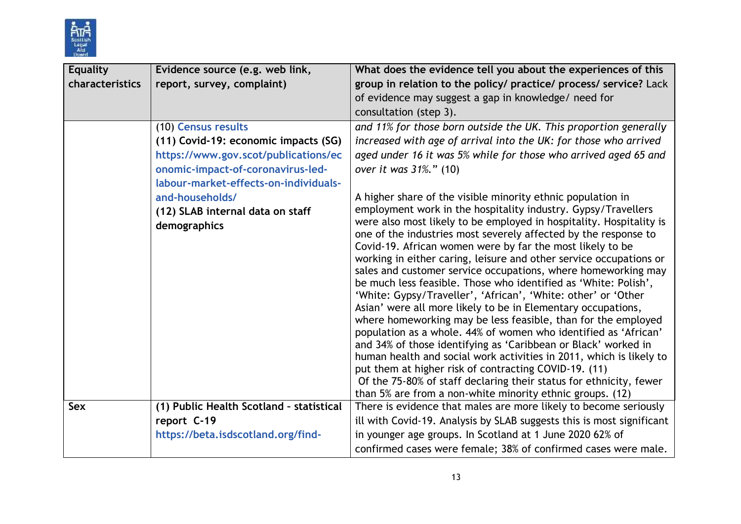| Equality characteristics | Evidence source (e.g. web link, report, survey, complaint) | What does the evidence tell you about the experiences of this group in relation to the policy/ practice/ process/ service? Lack of evidence may suggest a gap in knowledge/ need for consultation (step 3). |
|---|---|---|
| | (10) Census results<br>**(11) Covid-19: economic impacts (SG)** **https://www.gov.scot/publications/economic-impact-of-coronavirus-led-labour-market-effects-on-individuals-and-households/**<br>**(12) SLAB internal data on staff demographics** | *and 11% for those born outside the UK. This proportion generally increased with age of arrival into the UK: for those who arrived aged under 16 it was 5% while for those who arrived aged 65 and over it was 31%.*" (10)<br><br>A higher share of the visible minority ethnic population in employment work in the hospitality industry. Gypsy/Travellers were also most likely to be employed in hospitality. Hospitality is one of the industries most severely affected by the response to Covid-19. African women were by far the most likely to be working in either caring, leisure and other service occupations or sales and customer service occupations, where homeworking may be much less feasible. Those who identified as 'White: Polish', 'White: Gypsy/Traveller', 'African', 'White: other' or 'Other Asian' were all more likely to be in Elementary occupations, where homeworking may be less feasible, than for the employed population as a whole. 44% of women who identified as 'African' and 34% of those identifying as 'Caribbean or Black' worked in human health and social work activities in 2011, which is likely to put them at higher risk of contracting COVID-19. (11)<br>Of the 75-80% of staff declaring their status for ethnicity, fewer than 5% are from a non-white minority ethnic groups. (12) |
| **Sex** | **(1) Public Health Scotland - statistical report C-19**<br>**https://beta.isdscotland.org/find-** | There is evidence that males are more likely to become seriously ill with Covid-19. Analysis by SLAB suggests this is most significant in younger age groups. In Scotland at 1 June 2020 62% of confirmed cases were female; 38% of confirmed cases were male. |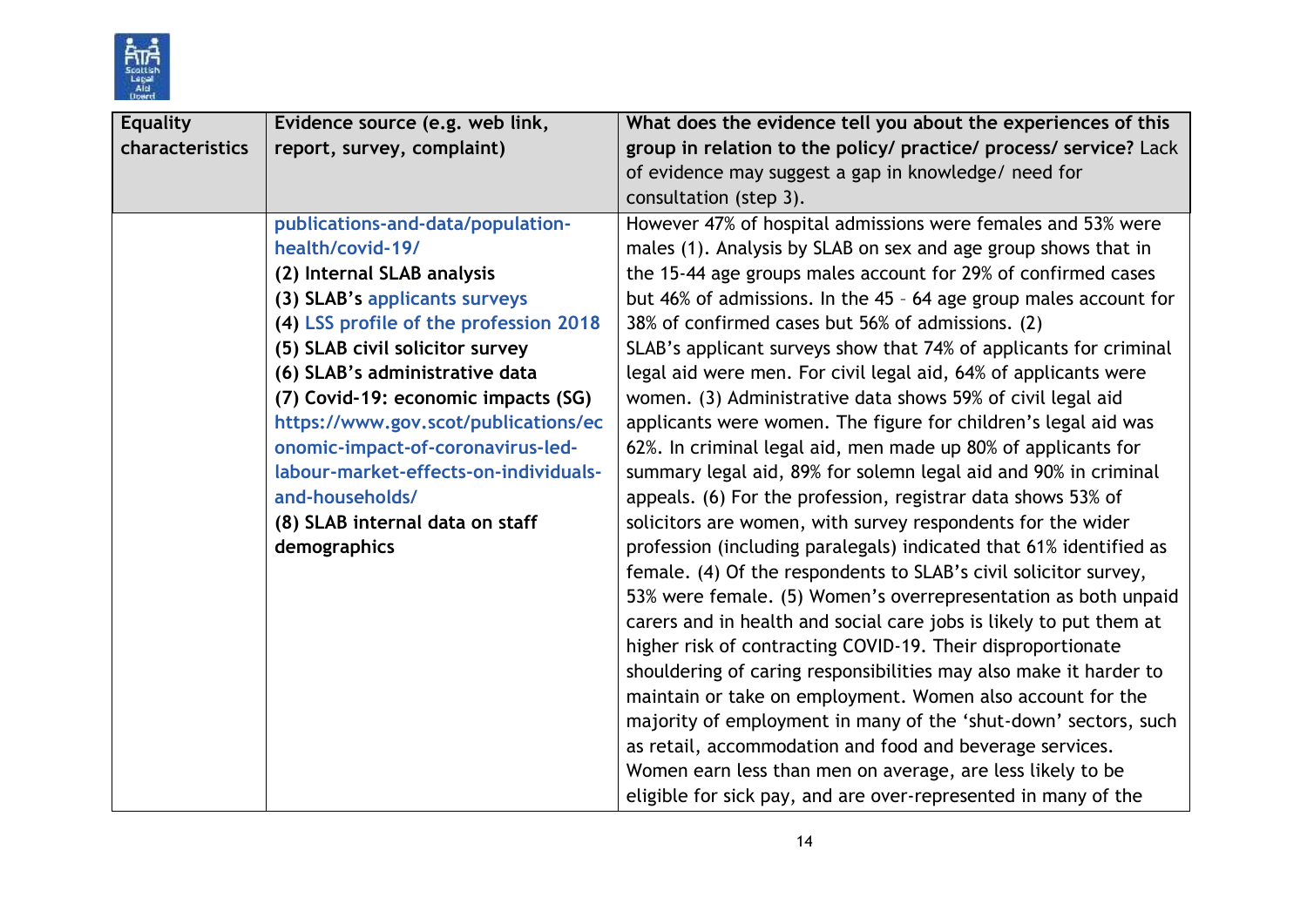| Equality characteristics | Evidence source (e.g. web link, report, survey, complaint) | What does the evidence tell you about the experiences of this group in relation to the policy/ practice/ process/ service? Lack of evidence may suggest a gap in knowledge/ need for consultation (step 3). |
|---|---|---|
| | publications-and-data/population-health/covid-19/ **(2) Internal SLAB analysis** **(3) SLAB's applicants surveys** **(4) LSS profile of the profession 2018** **(5) SLAB civil solicitor survey** **(6) SLAB's administrative data** **(7) Covid-19: economic impacts (SG)** https://www.gov.scot/publications/economic-impact-of-coronavirus-led-labour-market-effects-on-individuals-and-households/ **(8) SLAB internal data on staff demographics** | However 47% of hospital admissions were females and 53% were males (1). Analysis by SLAB on sex and age group shows that in the 15-44 age groups males account for 29% of confirmed cases but 46% of admissions. In the 45 - 64 age group males account for 38% of confirmed cases but 56% of admissions. (2) SLAB's applicant surveys show that 74% of applicants for criminal legal aid were men. For civil legal aid, 64% of applicants were women. (3) Administrative data shows 59% of civil legal aid applicants were women. The figure for children's legal aid was 62%. In criminal legal aid, men made up 80% of applicants for summary legal aid, 89% for solemn legal aid and 90% in criminal appeals. (6) For the profession, registrar data shows 53% of solicitors are women, with survey respondents for the wider profession (including paralegals) indicated that 61% identified as female. (4) Of the respondents to SLAB's civil solicitor survey, 53% were female. (5) Women's overrepresentation as both unpaid carers and in health and social care jobs is likely to put them at higher risk of contracting COVID-19. Their disproportionate shouldering of caring responsibilities may also make it harder to maintain or take on employment. Women also account for the majority of employment in many of the 'shut-down' sectors, such as retail, accommodation and food and beverage services. Women earn less than men on average, are less likely to be eligible for sick pay, and are over-represented in many of the |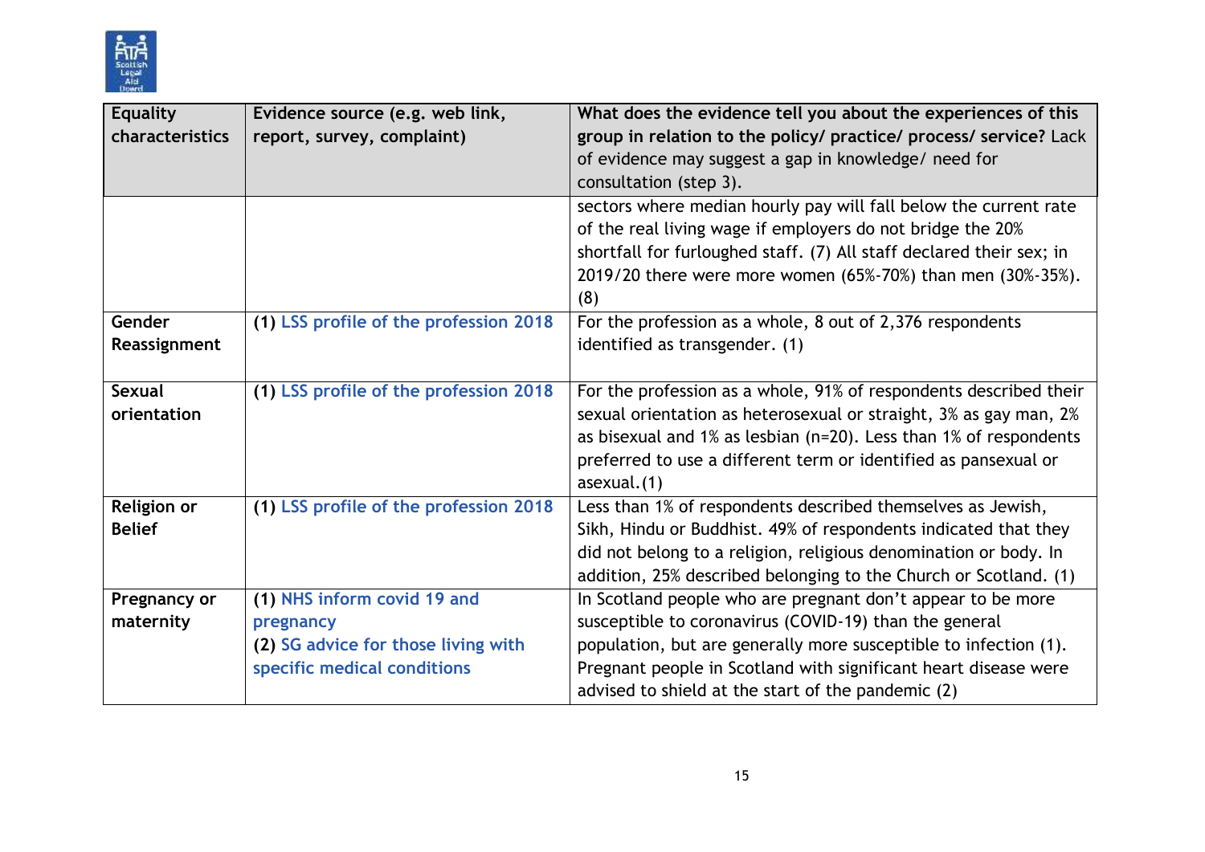| Equality characteristics | Evidence source (e.g. web link, report, survey, complaint) | What does the evidence tell you about the experiences of this group in relation to the policy/ practice/ process/ service? Lack of evidence may suggest a gap in knowledge/ need for consultation (step 3). |
|---|---|---|
| | | sectors where median hourly pay will fall below the current rate of the real living wage if employers do not bridge the 20% shortfall for furloughed staff. (7) All staff declared their sex; in 2019/20 there were more women (65%-70%) than men (30%-35%). (8) |
| **Gender Reassignment** | **(1)** LSS profile of the profession 2018 | For the profession as a whole, 8 out of 2,376 respondents identified as transgender. (1) |
| **Sexual orientation** | **(1)** LSS profile of the profession 2018 | For the profession as a whole, 91% of respondents described their sexual orientation as heterosexual or straight, 3% as gay man, 2% as bisexual and 1% as lesbian (n=20). Less than 1% of respondents preferred to use a different term or identified as pansexual or asexual.(1) |
| **Religion or Belief** | **(1)** LSS profile of the profession 2018 | Less than 1% of respondents described themselves as Jewish, Sikh, Hindu or Buddhist. 49% of respondents indicated that they did not belong to a religion, religious denomination or body. In addition, 25% described belonging to the Church or Scotland. (1) |
| **Pregnancy or maternity** | **(1)** NHS inform covid 19 and pregnancy<br>**(2)** SG advice for those living with specific medical conditions | In Scotland people who are pregnant don't appear to be more susceptible to coronavirus (COVID-19) than the general population, but are generally more susceptible to infection (1). Pregnant people in Scotland with significant heart disease were advised to shield at the start of the pandemic (2) |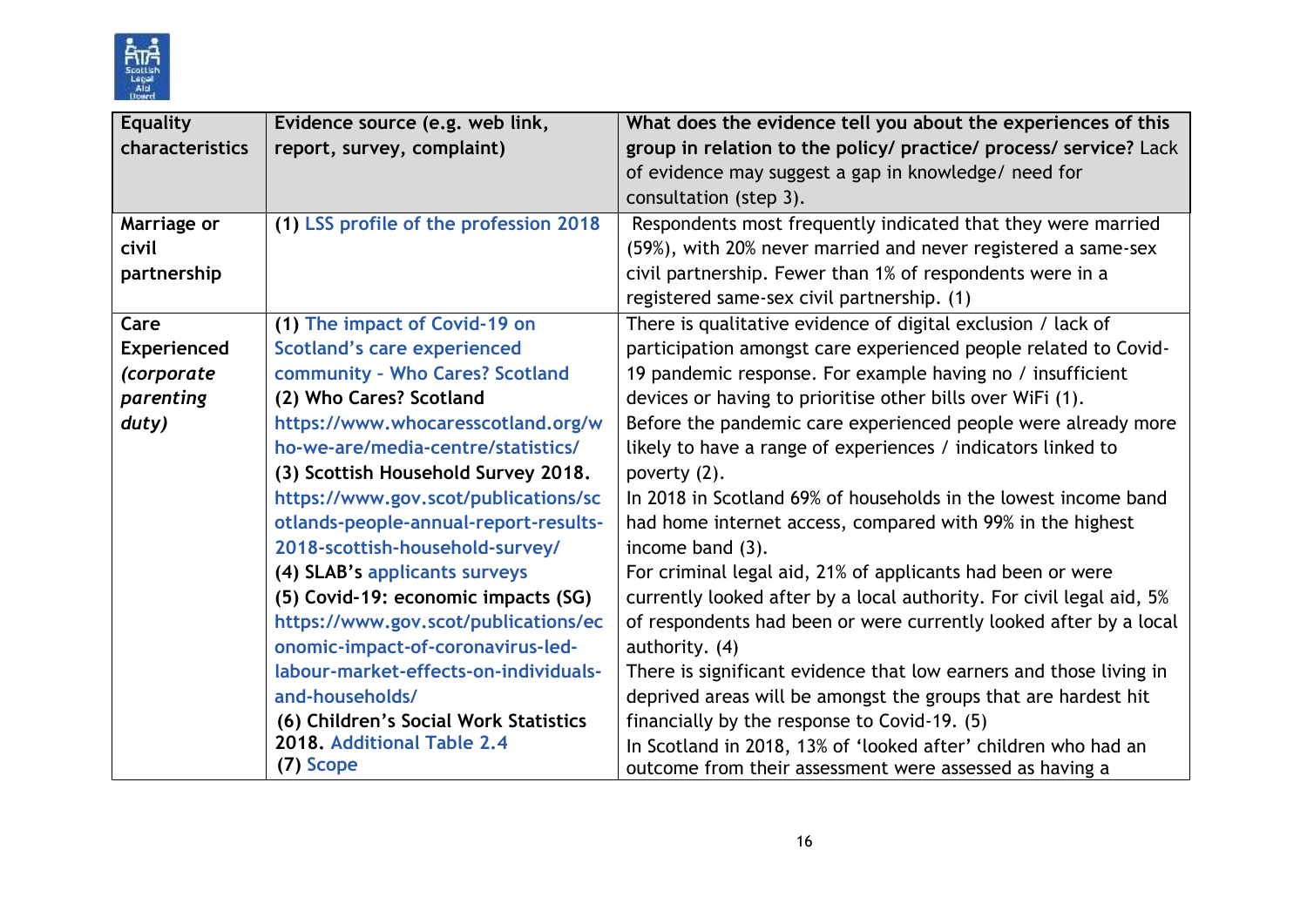| Equality characteristics | Evidence source (e.g. web link, report, survey, complaint) | What does the evidence tell you about the experiences of this group in relation to the policy/ practice/ process/ service? Lack of evidence may suggest a gap in knowledge/ need for consultation (step 3). |
|---|---|---|
| **Marriage or civil partnership** | **(1)** LSS profile of the profession 2018 | Respondents most frequently indicated that they were married (59%), with 20% never married and never registered a same-sex civil partnership. Fewer than 1% of respondents were in a registered same-sex civil partnership. (1) |
| **Care Experienced *(corporate parenting duty)*** | **(1)** The impact of Covid-19 on Scotland's care experienced community - Who Cares? Scotland<br>**(2) Who Cares? Scotland** https://www.whocaresscotland.org/who-we-are/media-centre/statistics/<br>**(3) Scottish Household Survey 2018.** https://www.gov.scot/publications/scotlands-people-annual-report-results-2018-scottish-household-survey/<br>**(4) SLAB's** applicants surveys<br>**(5) Covid-19: economic impacts (SG)** https://www.gov.scot/publications/economic-impact-of-coronavirus-led-labour-market-effects-on-individuals-and-households/<br>**(6) Children's Social Work Statistics 2018.** Additional Table 2.4<br>**(7)** Scope | There is qualitative evidence of digital exclusion / lack of participation amongst care experienced people related to Covid-19 pandemic response. For example having no / insufficient devices or having to prioritise other bills over WiFi (1).<br>Before the pandemic care experienced people were already more likely to have a range of experiences / indicators linked to poverty (2).<br>In 2018 in Scotland 69% of households in the lowest income band had home internet access, compared with 99% in the highest income band (3).<br>For criminal legal aid, 21% of applicants had been or were currently looked after by a local authority. For civil legal aid, 5% of respondents had been or were currently looked after by a local authority. (4)<br>There is significant evidence that low earners and those living in deprived areas will be amongst the groups that are hardest hit financially by the response to Covid-19. (5)<br>In Scotland in 2018, 13% of 'looked after' children who had an outcome from their assessment were assessed as having a |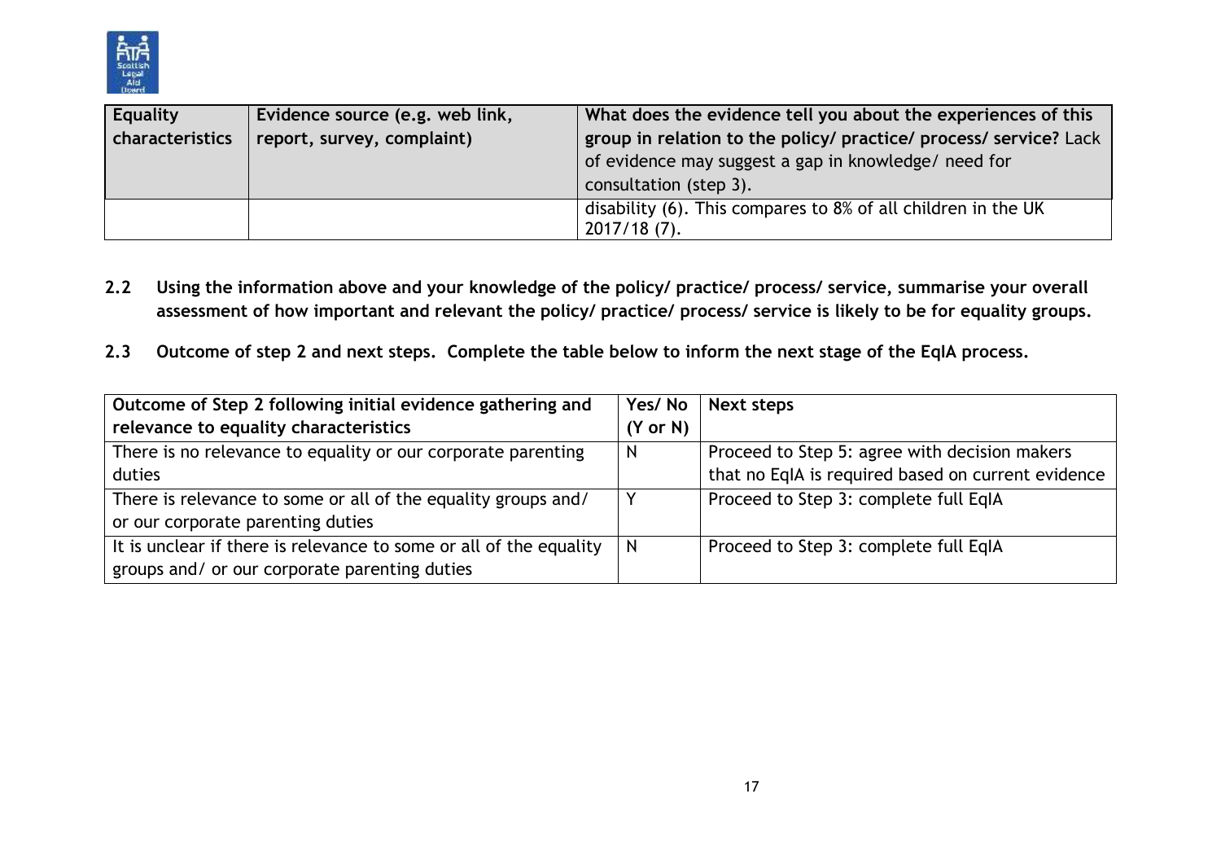| Equality characteristics | Evidence source (e.g. web link, report, survey, complaint) | What does the evidence tell you about the experiences of this group in relation to the policy/ practice/ process/ service? Lack of evidence may suggest a gap in knowledge/ need for consultation (step 3). |
|---|---|---|
| | | disability (6). This compares to 8% of all children in the UK 2017/18 (7). |

**2.2 Using the information above and your knowledge of the policy/ practice/ process/ service, summarise your overall assessment of how important and relevant the policy/ practice/ process/ service is likely to be for equality groups.**

**2.3 Outcome of step 2 and next steps. Complete the table below to inform the next stage of the EqIA process.**

| Outcome of Step 2 following initial evidence gathering and relevance to equality characteristics | Yes/ No (Y or N) | Next steps |
|---|---|---|
| There is no relevance to equality or our corporate parenting duties | N | Proceed to Step 5: agree with decision makers that no EqIA is required based on current evidence |
| There is relevance to some or all of the equality groups and/ or our corporate parenting duties | Y | Proceed to Step 3: complete full EqIA |
| It is unclear if there is relevance to some or all of the equality groups and/ or our corporate parenting duties | N | Proceed to Step 3: complete full EqIA |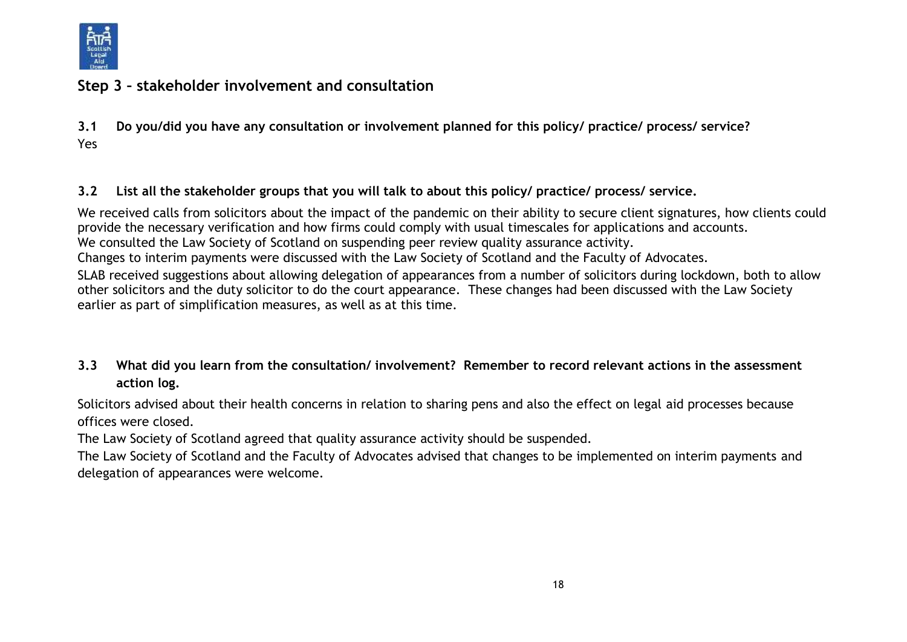## Step 3 – stakeholder involvement and consultation

**3.1 Do you/did you have any consultation or involvement planned for this policy/ practice/ process/ service?**

Yes

**3.2 List all the stakeholder groups that you will talk to about this policy/ practice/ process/ service.**

We received calls from solicitors about the impact of the pandemic on their ability to secure client signatures, how clients could provide the necessary verification and how firms could comply with usual timescales for applications and accounts.
We consulted the Law Society of Scotland on suspending peer review quality assurance activity.
Changes to interim payments were discussed with the Law Society of Scotland and the Faculty of Advocates.
SLAB received suggestions about allowing delegation of appearances from a number of solicitors during lockdown, both to allow other solicitors and the duty solicitor to do the court appearance. These changes had been discussed with the Law Society earlier as part of simplification measures, as well as at this time.

**3.3 What did you learn from the consultation/ involvement? Remember to record relevant actions in the assessment action log.**

Solicitors advised about their health concerns in relation to sharing pens and also the effect on legal aid processes because offices were closed.
The Law Society of Scotland agreed that quality assurance activity should be suspended.
The Law Society of Scotland and the Faculty of Advocates advised that changes to be implemented on interim payments and delegation of appearances were welcome.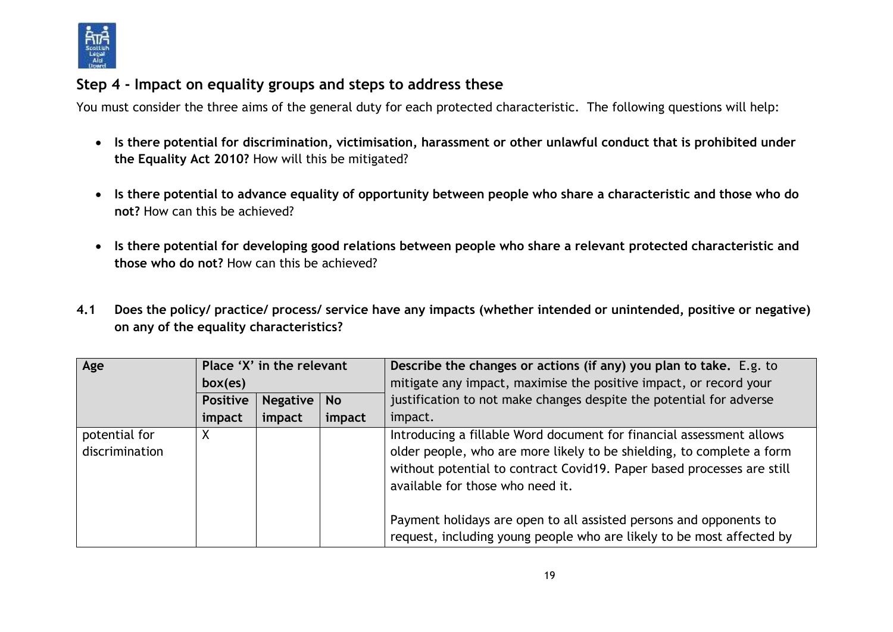## Step 4 - Impact on equality groups and steps to address these

You must consider the three aims of the general duty for each protected characteristic. The following questions will help:

- **Is there potential for discrimination, victimisation, harassment or other unlawful conduct that is prohibited under the Equality Act 2010?** How will this be mitigated?
- **Is there potential to advance equality of opportunity between people who share a characteristic and those who do not?** How can this be achieved?
- **Is there potential for developing good relations between people who share a relevant protected characteristic and those who do not?** How can this be achieved?

**4.1 Does the policy/ practice/ process/ service have any impacts (whether intended or unintended, positive or negative) on any of the equality characteristics?**

| **Age** | **Place 'X' in the relevant box(es)** | | | **Describe the changes or actions (if any) you plan to take.** E.g. to mitigate any impact, maximise the positive impact, or record your justification to not make changes despite the potential for adverse impact. |
|---|---|---|---|---|
| | **Positive impact** | **Negative impact** | **No impact** | |
| potential for discrimination | X | | | Introducing a fillable Word document for financial assessment allows older people, who are more likely to be shielding, to complete a form without potential to contract Covid19. Paper based processes are still available for those who need it.<br><br>Payment holidays are open to all assisted persons and opponents to request, including young people who are likely to be most affected by |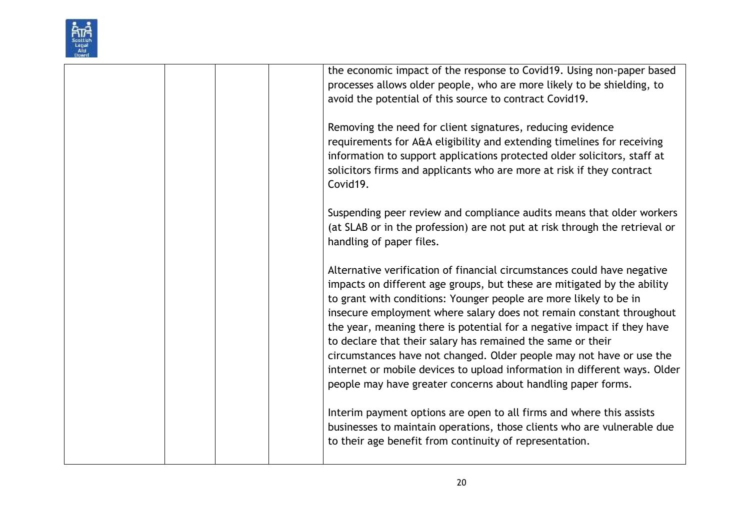| | | | | |
|---|---|---|---|---|
| | | | | the economic impact of the response to Covid19. Using non-paper based processes allows older people, who are more likely to be shielding, to avoid the potential of this source to contract Covid19.<br><br>Removing the need for client signatures, reducing evidence requirements for A&A eligibility and extending timelines for receiving information to support applications protected older solicitors, staff at solicitors firms and applicants who are more at risk if they contract Covid19.<br><br>Suspending peer review and compliance audits means that older workers (at SLAB or in the profession) are not put at risk through the retrieval or handling of paper files.<br><br>Alternative verification of financial circumstances could have negative impacts on different age groups, but these are mitigated by the ability to grant with conditions: Younger people are more likely to be in insecure employment where salary does not remain constant throughout the year, meaning there is potential for a negative impact if they have to declare that their salary has remained the same or their circumstances have not changed. Older people may not have or use the internet or mobile devices to upload information in different ways. Older people may have greater concerns about handling paper forms.<br><br>Interim payment options are open to all firms and where this assists businesses to maintain operations, those clients who are vulnerable due to their age benefit from continuity of representation. |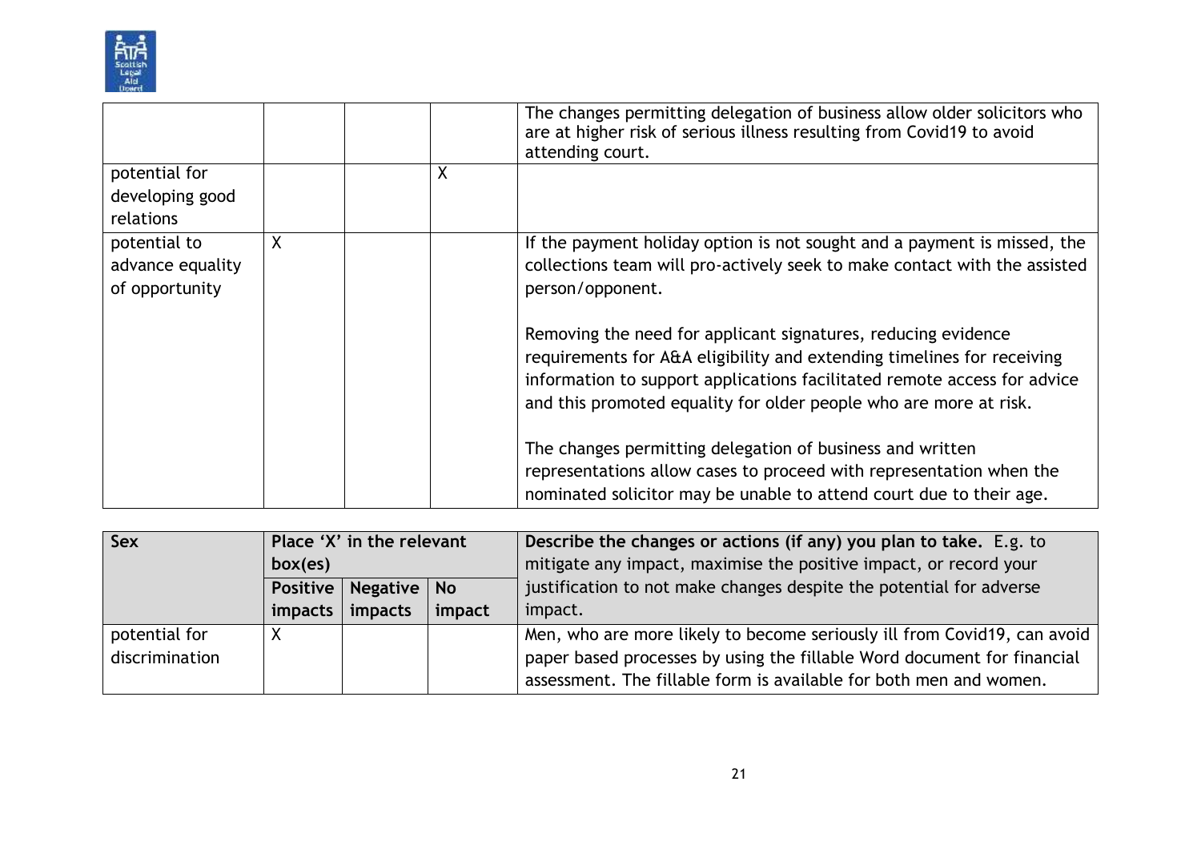| | | | | |
|---|---|---|---|---|
| | | | | The changes permitting delegation of business allow older solicitors who are at higher risk of serious illness resulting from Covid19 to avoid attending court. |
| potential for developing good relations | | | X | |
| potential to advance equality of opportunity | X | | | If the payment holiday option is not sought and a payment is missed, the collections team will pro-actively seek to make contact with the assisted person/opponent.<br><br>Removing the need for applicant signatures, reducing evidence requirements for A&A eligibility and extending timelines for receiving information to support applications facilitated remote access for advice and this promoted equality for older people who are more at risk.<br><br>The changes permitting delegation of business and written representations allow cases to proceed with representation when the nominated solicitor may be unable to attend court due to their age. |

| **Sex** | **Place 'X' in the relevant box(es)** | | | **Describe the changes or actions (if any) you plan to take.** E.g. to mitigate any impact, maximise the positive impact, or record your justification to not make changes despite the potential for adverse impact. |
|---|---|---|---|---|
| | **Positive impacts** | **Negative impacts** | **No impact** | |
| potential for discrimination | X | | | Men, who are more likely to become seriously ill from Covid19, can avoid paper based processes by using the fillable Word document for financial assessment. The fillable form is available for both men and women. |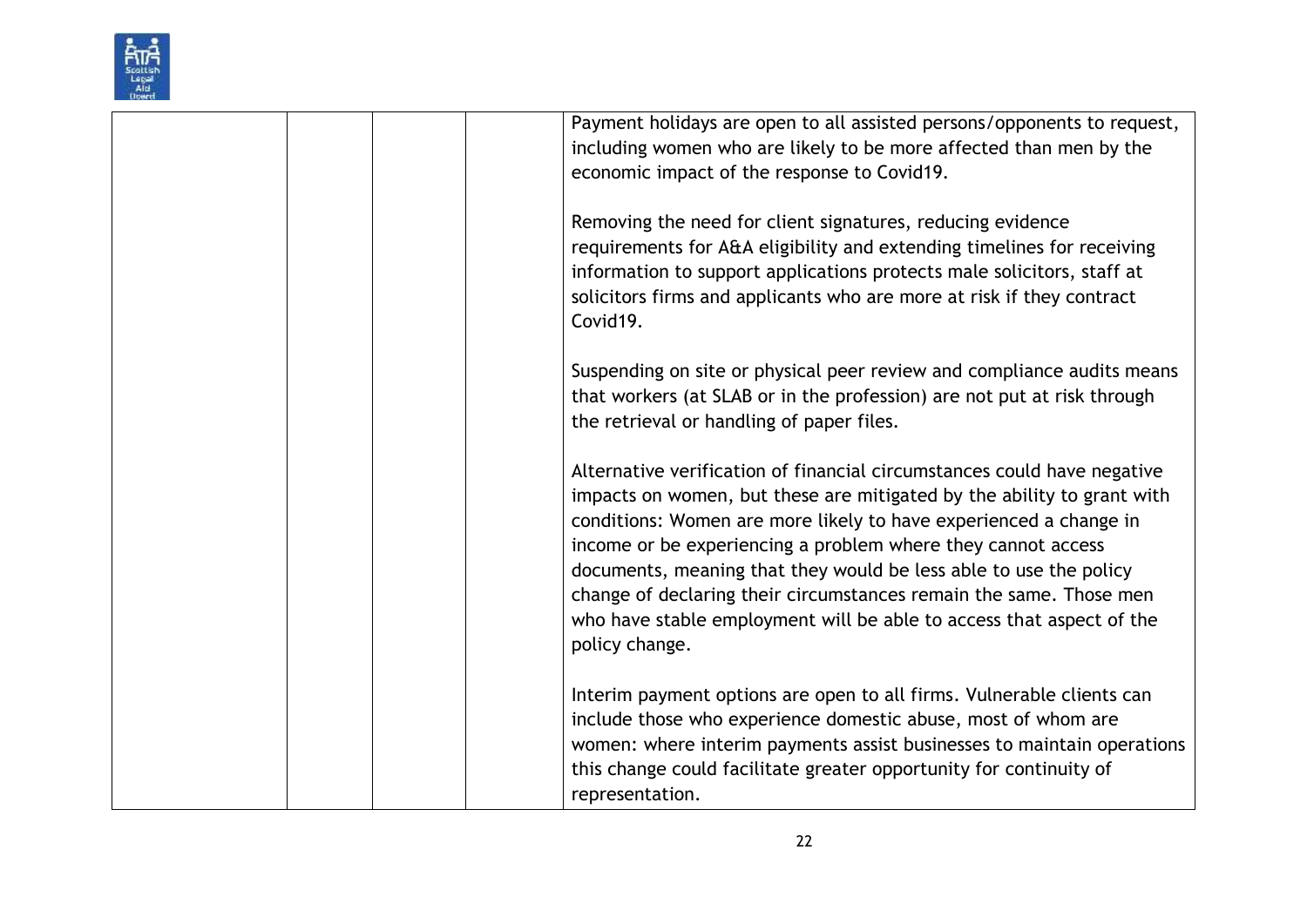| | | | | |
|---|---|---|---|---|
| | | | | Payment holidays are open to all assisted persons/opponents to request, including women who are likely to be more affected than men by the economic impact of the response to Covid19.<br><br>Removing the need for client signatures, reducing evidence requirements for A&A eligibility and extending timelines for receiving information to support applications protects male solicitors, staff at solicitors firms and applicants who are more at risk if they contract Covid19.<br><br>Suspending on site or physical peer review and compliance audits means that workers (at SLAB or in the profession) are not put at risk through the retrieval or handling of paper files.<br><br>Alternative verification of financial circumstances could have negative impacts on women, but these are mitigated by the ability to grant with conditions: Women are more likely to have experienced a change in income or be experiencing a problem where they cannot access documents, meaning that they would be less able to use the policy change of declaring their circumstances remain the same. Those men who have stable employment will be able to access that aspect of the policy change.<br><br>Interim payment options are open to all firms. Vulnerable clients can include those who experience domestic abuse, most of whom are women: where interim payments assist businesses to maintain operations this change could facilitate greater opportunity for continuity of representation. |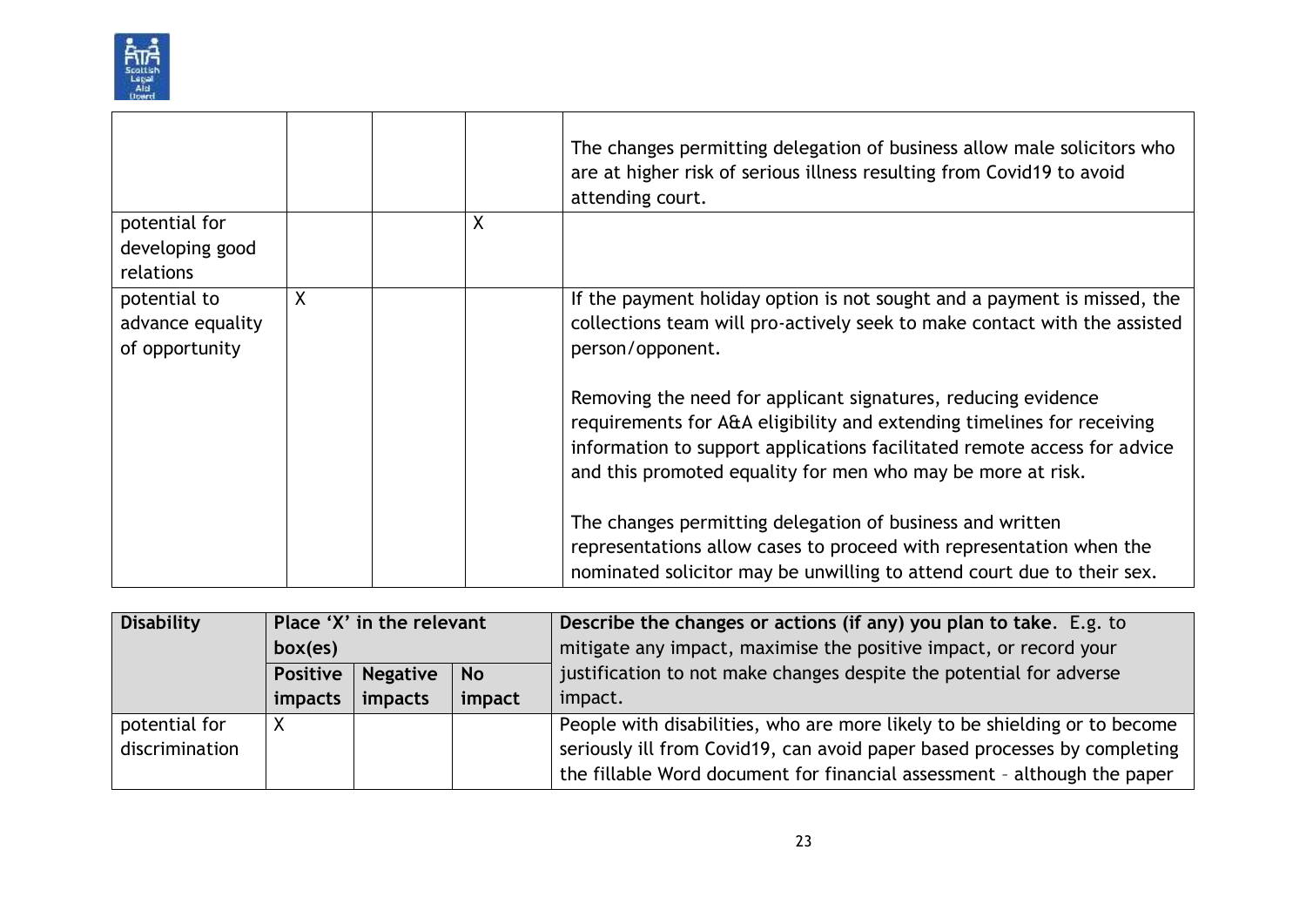| | | | | |
|---|---|---|---|---|
| | | | | The changes permitting delegation of business allow male solicitors who are at higher risk of serious illness resulting from Covid19 to avoid attending court. |
| potential for developing good relations | | | X | |
| potential to advance equality of opportunity | X | | | If the payment holiday option is not sought and a payment is missed, the collections team will pro-actively seek to make contact with the assisted person/opponent.<br><br>Removing the need for applicant signatures, reducing evidence requirements for A&A eligibility and extending timelines for receiving information to support applications facilitated remote access for advice and this promoted equality for men who may be more at risk.<br><br>The changes permitting delegation of business and written representations allow cases to proceed with representation when the nominated solicitor may be unwilling to attend court due to their sex. |

| **Disability** | **Place 'X' in the relevant box(es)** | | | **Describe the changes or actions (if any) you plan to take**. E.g. to mitigate any impact, maximise the positive impact, or record your justification to not make changes despite the potential for adverse impact. |
|---|---|---|---|---|
| | **Positive impacts** | **Negative impacts** | **No impact** | |
| potential for discrimination | X | | | People with disabilities, who are more likely to be shielding or to become seriously ill from Covid19, can avoid paper based processes by completing the fillable Word document for financial assessment – although the paper |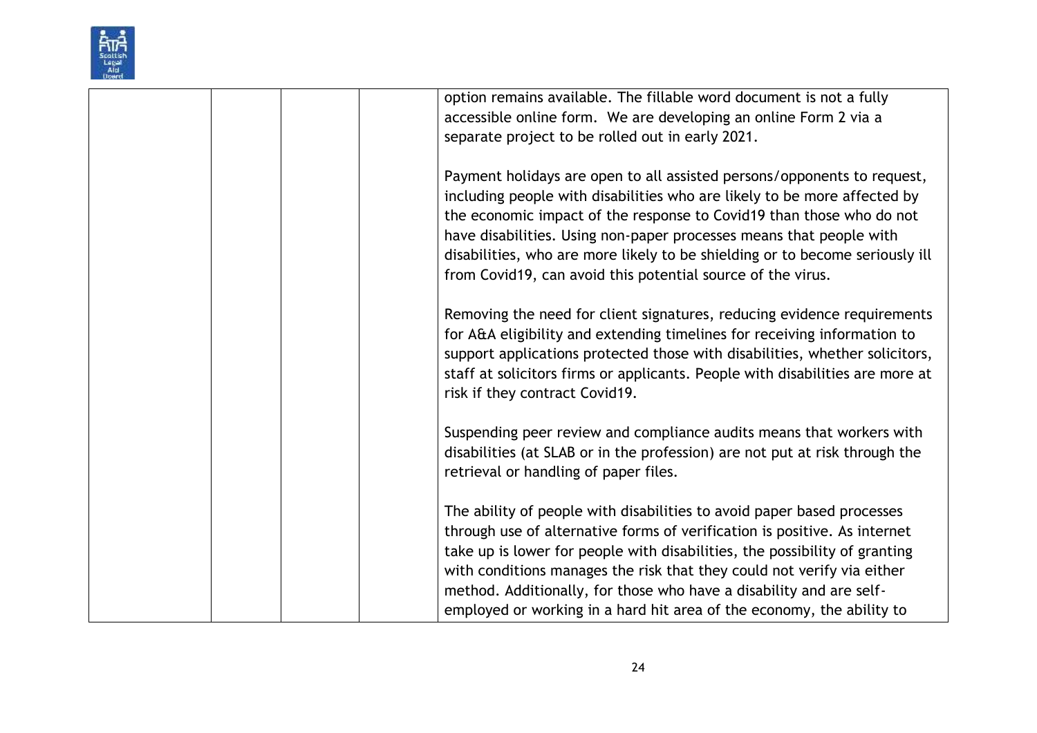| | | | | |
|---|---|---|---|---|
| | | | | option remains available. The fillable word document is not a fully accessible online form. We are developing an online Form 2 via a separate project to be rolled out in early 2021.<br><br>Payment holidays are open to all assisted persons/opponents to request, including people with disabilities who are likely to be more affected by the economic impact of the response to Covid19 than those who do not have disabilities. Using non-paper processes means that people with disabilities, who are more likely to be shielding or to become seriously ill from Covid19, can avoid this potential source of the virus.<br><br>Removing the need for client signatures, reducing evidence requirements for A&A eligibility and extending timelines for receiving information to support applications protected those with disabilities, whether solicitors, staff at solicitors firms or applicants. People with disabilities are more at risk if they contract Covid19.<br><br>Suspending peer review and compliance audits means that workers with disabilities (at SLAB or in the profession) are not put at risk through the retrieval or handling of paper files.<br><br>The ability of people with disabilities to avoid paper based processes through use of alternative forms of verification is positive. As internet take up is lower for people with disabilities, the possibility of granting with conditions manages the risk that they could not verify via either method. Additionally, for those who have a disability and are self-employed or working in a hard hit area of the economy, the ability to |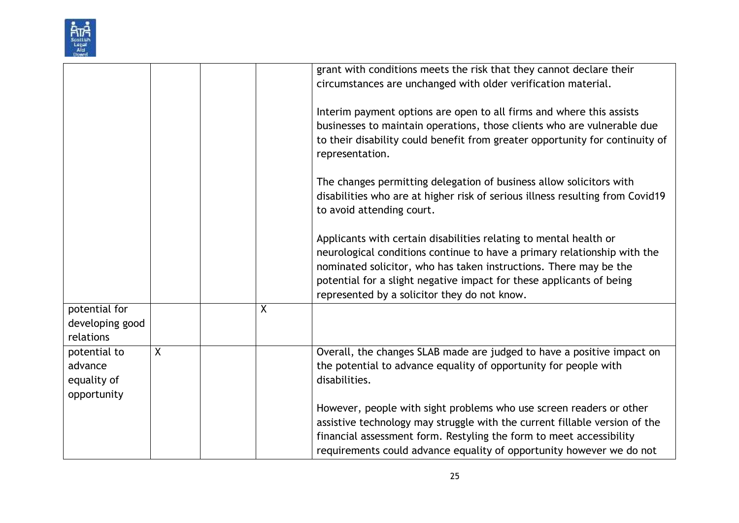| | | | | |
|---|---|---|---|---|
| | | | | grant with conditions meets the risk that they cannot declare their circumstances are unchanged with older verification material.<br><br>Interim payment options are open to all firms and where this assists businesses to maintain operations, those clients who are vulnerable due to their disability could benefit from greater opportunity for continuity of representation.<br><br>The changes permitting delegation of business allow solicitors with disabilities who are at higher risk of serious illness resulting from Covid19 to avoid attending court.<br><br>Applicants with certain disabilities relating to mental health or neurological conditions continue to have a primary relationship with the nominated solicitor, who has taken instructions. There may be the potential for a slight negative impact for these applicants of being represented by a solicitor they do not know. |
| potential for developing good relations | | | X | |
| potential to advance equality of opportunity | X | | | Overall, the changes SLAB made are judged to have a positive impact on the potential to advance equality of opportunity for people with disabilities.<br><br>However, people with sight problems who use screen readers or other assistive technology may struggle with the current fillable version of the financial assessment form. Restyling the form to meet accessibility requirements could advance equality of opportunity however we do not |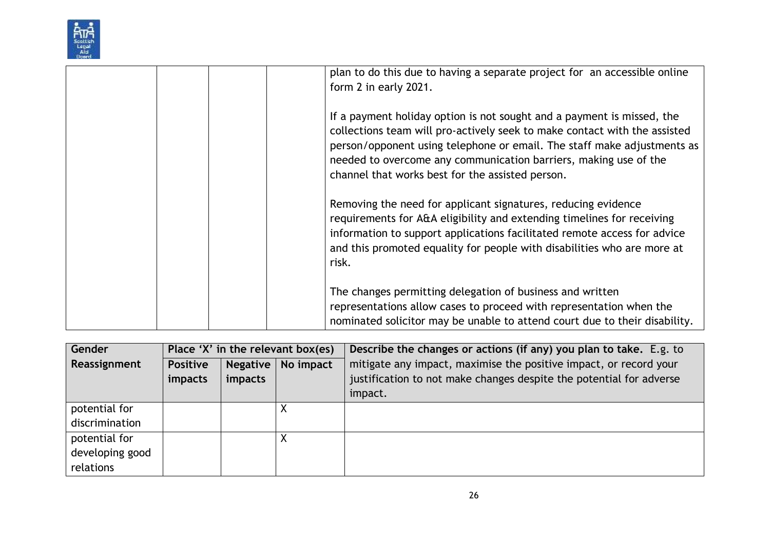| | | | | |
|---|---|---|---|---|
| | | | | plan to do this due to having a separate project for an accessible online form 2 in early 2021.<br><br>If a payment holiday option is not sought and a payment is missed, the collections team will pro-actively seek to make contact with the assisted person/opponent using telephone or email. The staff make adjustments as needed to overcome any communication barriers, making use of the channel that works best for the assisted person.<br><br>Removing the need for applicant signatures, reducing evidence requirements for A&A eligibility and extending timelines for receiving information to support applications facilitated remote access for advice and this promoted equality for people with disabilities who are more at risk.<br><br>The changes permitting delegation of business and written representations allow cases to proceed with representation when the nominated solicitor may be unable to attend court due to their disability. |

| **Gender Reassignment** | **Place 'X' in the relevant box(es)** | | | **Describe the changes or actions (if any) you plan to take.** E.g. to mitigate any impact, maximise the positive impact, or record your justification to not make changes despite the potential for adverse impact. |
|---|---|---|---|---|
| | **Positive impacts** | **Negative impacts** | **No impact** | |
| potential for discrimination | | | X | |
| potential for developing good relations | | | X | |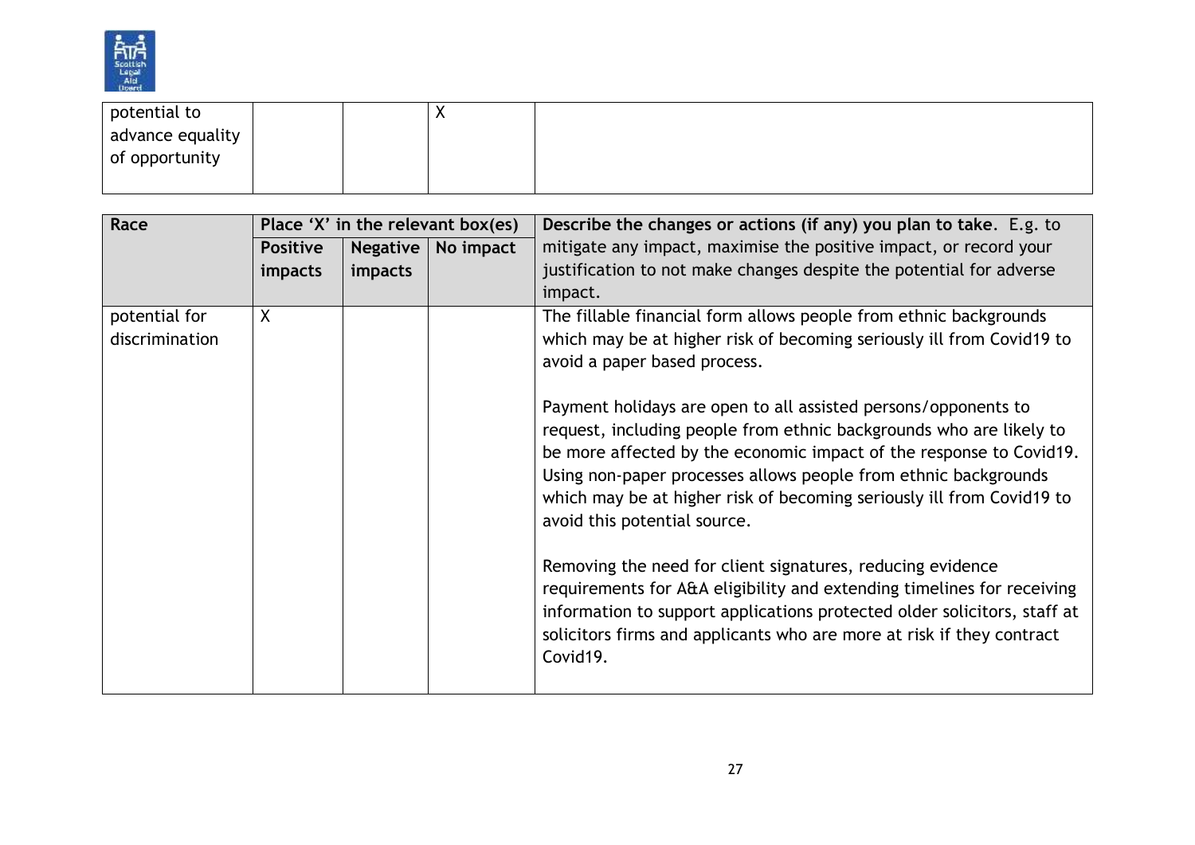| potential to advance equality of opportunity | | | X | |
|---|---|---|---|---|

| Race | Place 'X' in the relevant box(es) | | | Describe the changes or actions (if any) you plan to take. E.g. to mitigate any impact, maximise the positive impact, or record your justification to not make changes despite the potential for adverse impact. |
|---|---|---|---|---|
| | Positive impacts | Negative impacts | No impact | |
| potential for discrimination | X | | | The fillable financial form allows people from ethnic backgrounds which may be at higher risk of becoming seriously ill from Covid19 to avoid a paper based process.<br><br>Payment holidays are open to all assisted persons/opponents to request, including people from ethnic backgrounds who are likely to be more affected by the economic impact of the response to Covid19. Using non-paper processes allows people from ethnic backgrounds which may be at higher risk of becoming seriously ill from Covid19 to avoid this potential source.<br><br>Removing the need for client signatures, reducing evidence requirements for A&A eligibility and extending timelines for receiving information to support applications protected older solicitors, staff at solicitors firms and applicants who are more at risk if they contract Covid19. |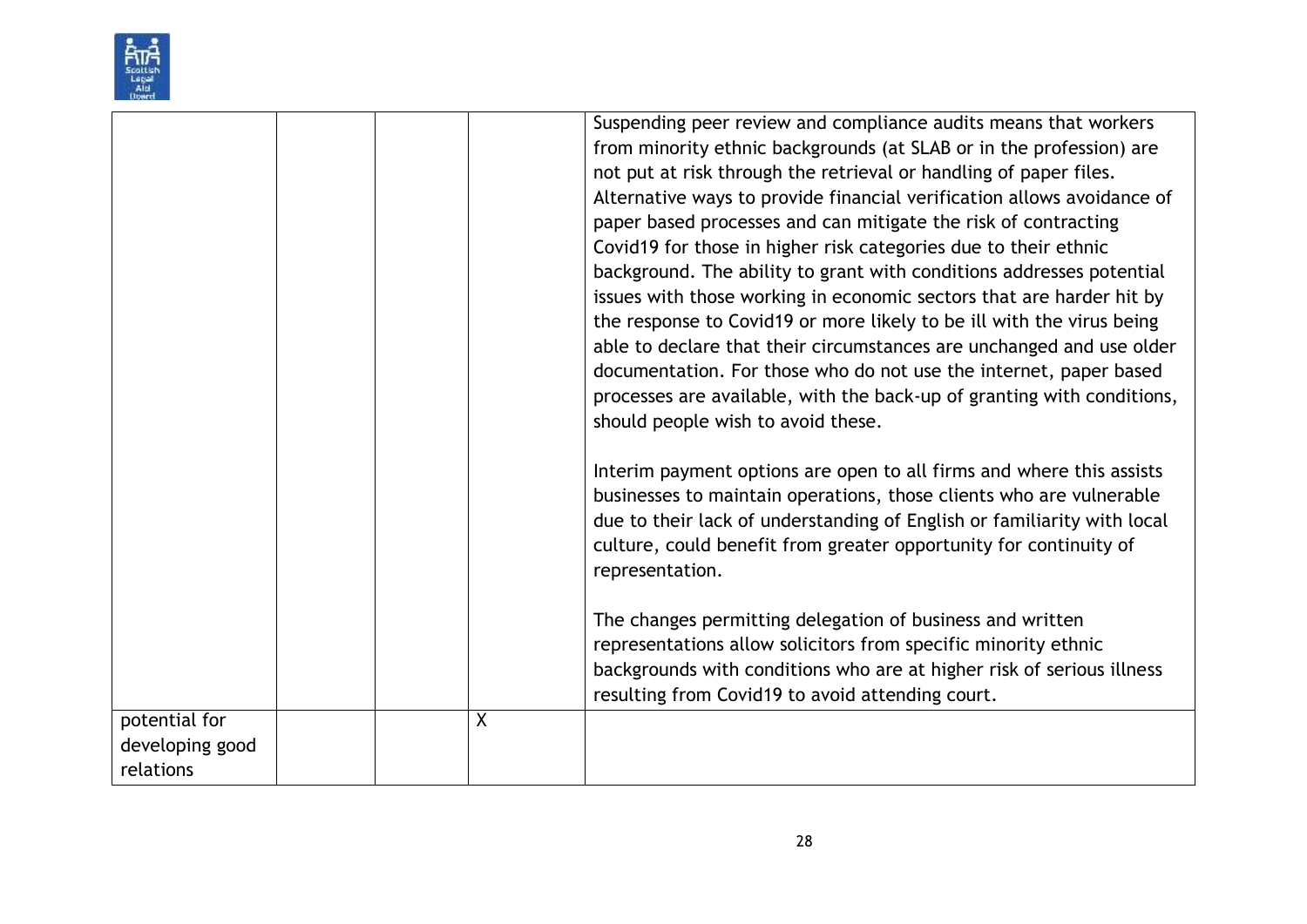| | | | | |
|---|---|---|---|---|
| | | | | Suspending peer review and compliance audits means that workers from minority ethnic backgrounds (at SLAB or in the profession) are not put at risk through the retrieval or handling of paper files. Alternative ways to provide financial verification allows avoidance of paper based processes and can mitigate the risk of contracting Covid19 for those in higher risk categories due to their ethnic background. The ability to grant with conditions addresses potential issues with those working in economic sectors that are harder hit by the response to Covid19 or more likely to be ill with the virus being able to declare that their circumstances are unchanged and use older documentation. For those who do not use the internet, paper based processes are available, with the back-up of granting with conditions, should people wish to avoid these.<br><br>Interim payment options are open to all firms and where this assists businesses to maintain operations, those clients who are vulnerable due to their lack of understanding of English or familiarity with local culture, could benefit from greater opportunity for continuity of representation.<br><br>The changes permitting delegation of business and written representations allow solicitors from specific minority ethnic backgrounds with conditions who are at higher risk of serious illness resulting from Covid19 to avoid attending court. |
| potential for developing good relations | | | X | |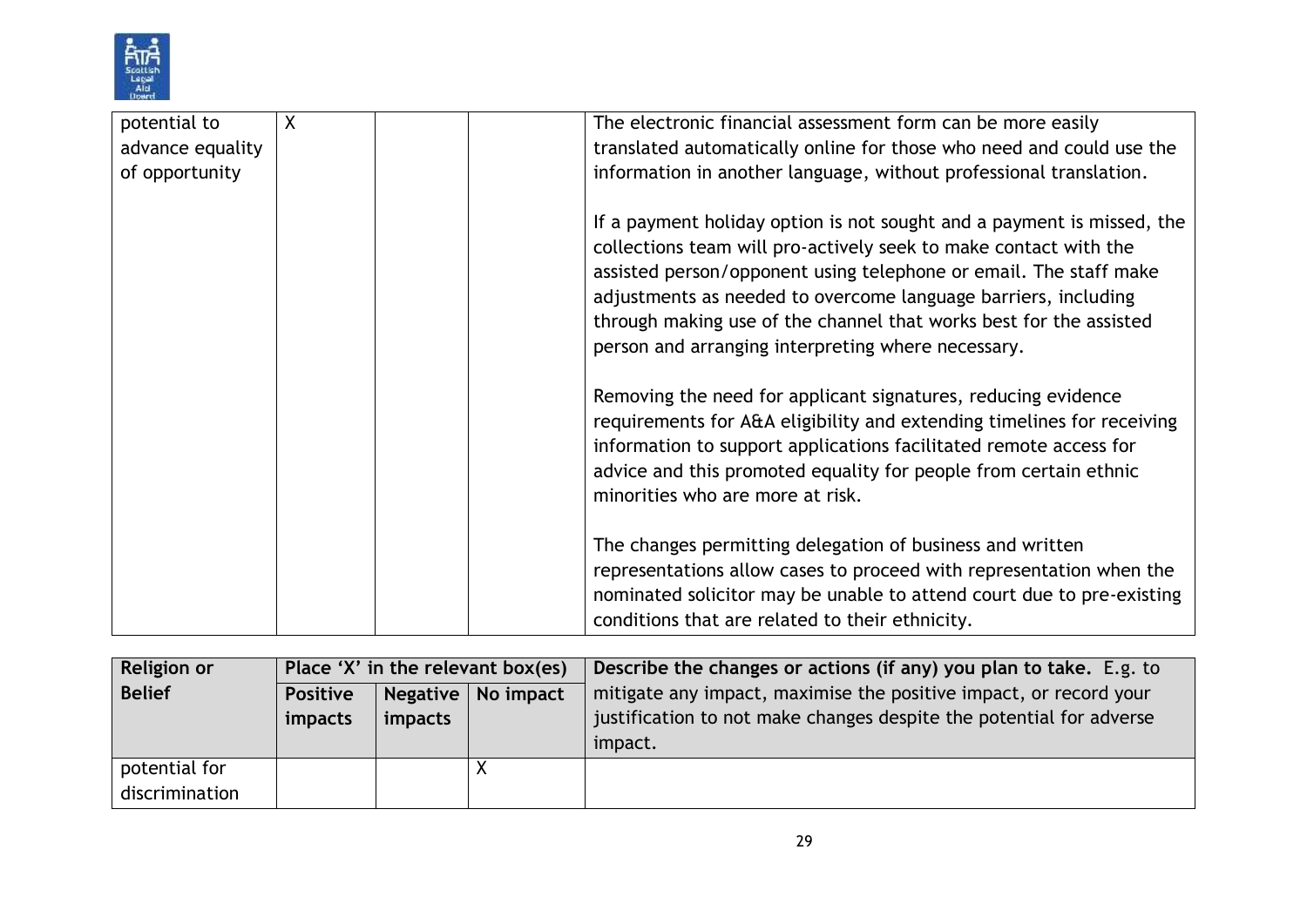| potential to advance equality of opportunity | X | | | The electronic financial assessment form can be more easily translated automatically online for those who need and could use the information in another language, without professional translation.<br><br>If a payment holiday option is not sought and a payment is missed, the collections team will pro-actively seek to make contact with the assisted person/opponent using telephone or email. The staff make adjustments as needed to overcome language barriers, including through making use of the channel that works best for the assisted person and arranging interpreting where necessary.<br><br>Removing the need for applicant signatures, reducing evidence requirements for A&A eligibility and extending timelines for receiving information to support applications facilitated remote access for advice and this promoted equality for people from certain ethnic minorities who are more at risk.<br><br>The changes permitting delegation of business and written representations allow cases to proceed with representation when the nominated solicitor may be unable to attend court due to pre-existing conditions that are related to their ethnicity. |
|---|---|---|---|---|

| **Religion or Belief** | **Place 'X' in the relevant box(es)** | | | **Describe the changes or actions (if any) you plan to take.** E.g. to mitigate any impact, maximise the positive impact, or record your justification to not make changes despite the potential for adverse impact. |
|---|---|---|---|---|
| | **Positive impacts** | **Negative impacts** | **No impact** | |
| potential for discrimination | | | X | |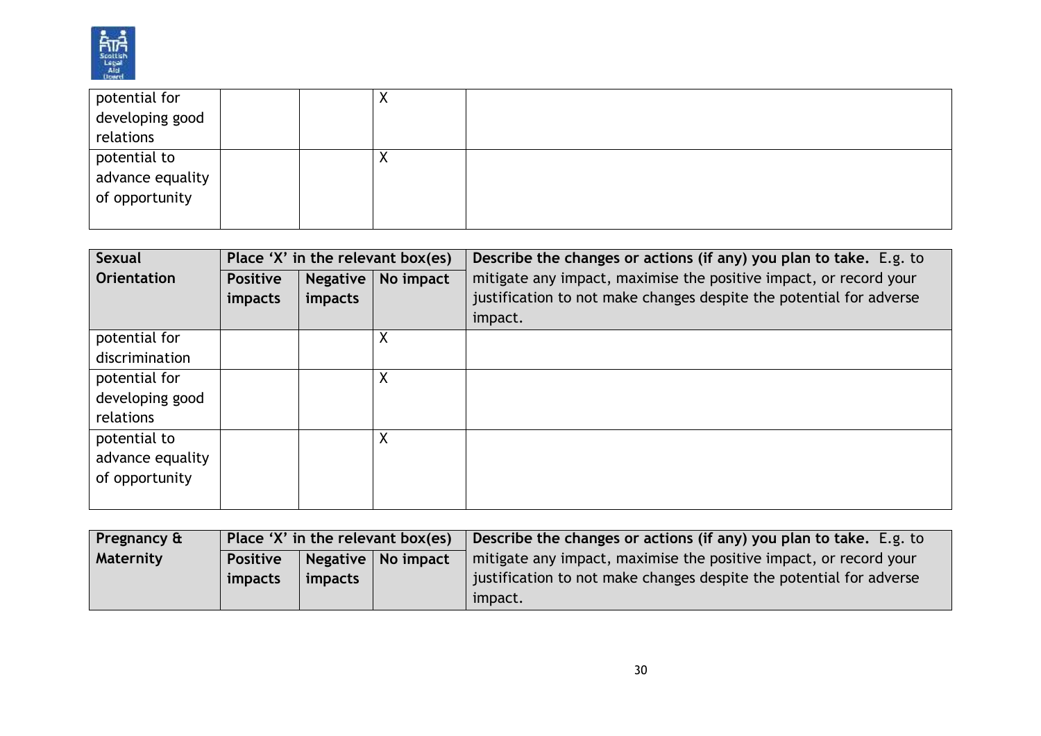| | | | | |
|---|---|---|---|---|
| potential for developing good relations | | | X | |
| potential to advance equality of opportunity | | | X | |

| **Sexual Orientation** | **Place 'X' in the relevant box(es)** | | | **Describe the changes or actions (if any) you plan to take.** E.g. to mitigate any impact, maximise the positive impact, or record your justification to not make changes despite the potential for adverse impact. |
|---|---|---|---|---|
| | **Positive impacts** | **Negative impacts** | **No impact** | |
| potential for discrimination | | | X | |
| potential for developing good relations | | | X | |
| potential to advance equality of opportunity | | | X | |

| **Pregnancy & Maternity** | **Place 'X' in the relevant box(es)** | | | **Describe the changes or actions (if any) you plan to take.** E.g. to mitigate any impact, maximise the positive impact, or record your justification to not make changes despite the potential for adverse impact. |
|---|---|---|---|---|
| | **Positive impacts** | **Negative impacts** | **No impact** | |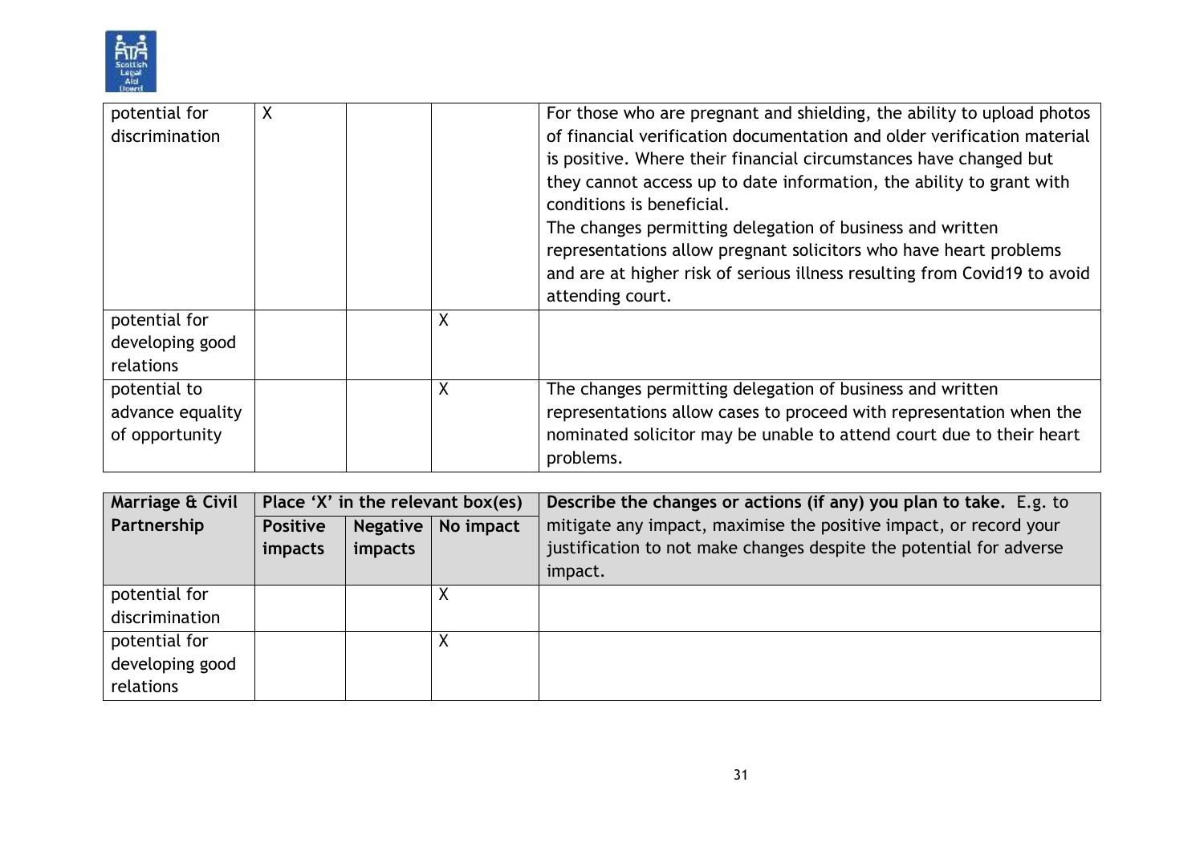| | | | | |
|---|---|---|---|---|
| potential for discrimination | X | | | For those who are pregnant and shielding, the ability to upload photos of financial verification documentation and older verification material is positive. Where their financial circumstances have changed but they cannot access up to date information, the ability to grant with conditions is beneficial.<br>The changes permitting delegation of business and written representations allow pregnant solicitors who have heart problems and are at higher risk of serious illness resulting from Covid19 to avoid attending court. |
| potential for developing good relations | | | X | |
| potential to advance equality of opportunity | | | X | The changes permitting delegation of business and written representations allow cases to proceed with representation when the nominated solicitor may be unable to attend court due to their heart problems. |

| **Marriage & Civil Partnership** | **Place 'X' in the relevant box(es)** | | | **Describe the changes or actions (if any) you plan to take.** E.g. to mitigate any impact, maximise the positive impact, or record your justification to not make changes despite the potential for adverse impact. |
|---|---|---|---|---|
| | **Positive impacts** | **Negative impacts** | **No impact** | |
| potential for discrimination | | | X | |
| potential for developing good relations | | | X | |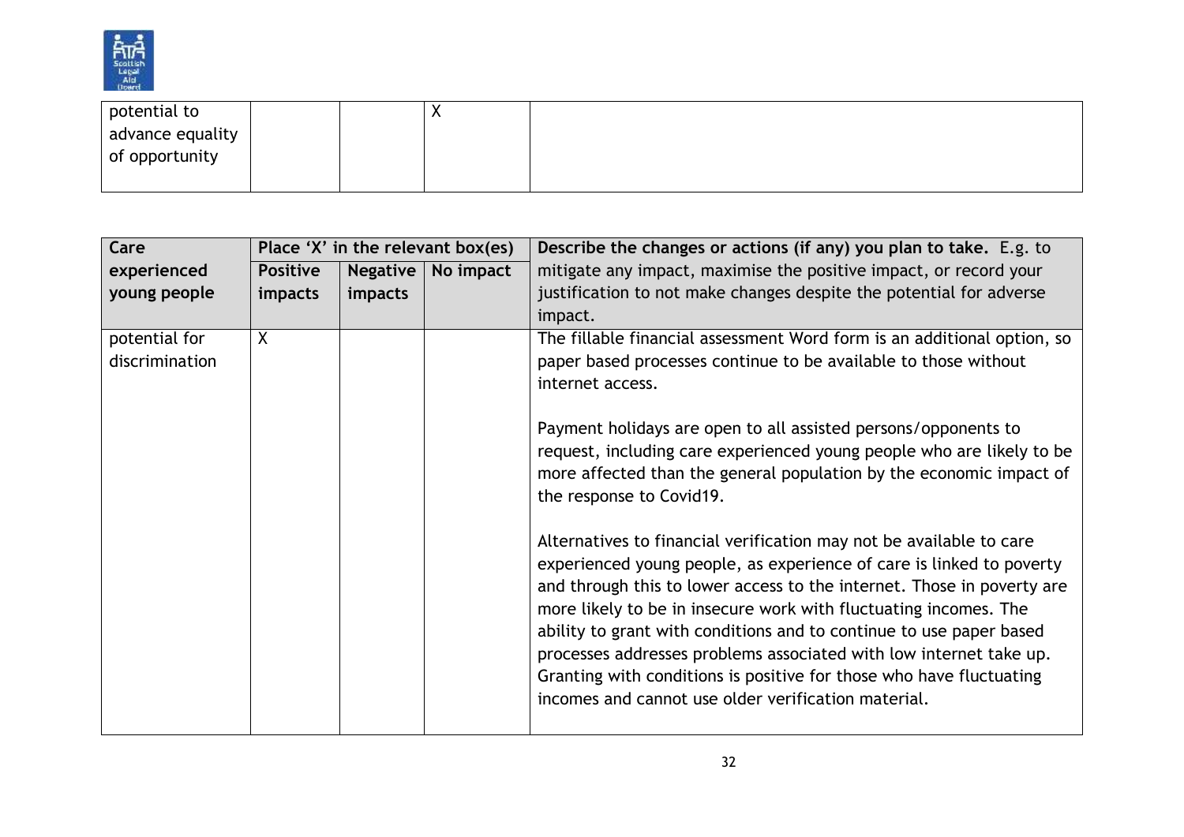| potential to advance equality of opportunity | | X | |
|---|---|---|---|

| Care experienced young people | Place 'X' in the relevant box(es) | | | Describe the changes or actions (if any) you plan to take. E.g. to mitigate any impact, maximise the positive impact, or record your justification to not make changes despite the potential for adverse impact. |
|---|---|---|---|---|
| | Positive impacts | Negative impacts | No impact | |
| potential for discrimination | X | | | The fillable financial assessment Word form is an additional option, so paper based processes continue to be available to those without internet access.<br><br>Payment holidays are open to all assisted persons/opponents to request, including care experienced young people who are likely to be more affected than the general population by the economic impact of the response to Covid19.<br><br>Alternatives to financial verification may not be available to care experienced young people, as experience of care is linked to poverty and through this to lower access to the internet. Those in poverty are more likely to be in insecure work with fluctuating incomes. The ability to grant with conditions and to continue to use paper based processes addresses problems associated with low internet take up. Granting with conditions is positive for those who have fluctuating incomes and cannot use older verification material. |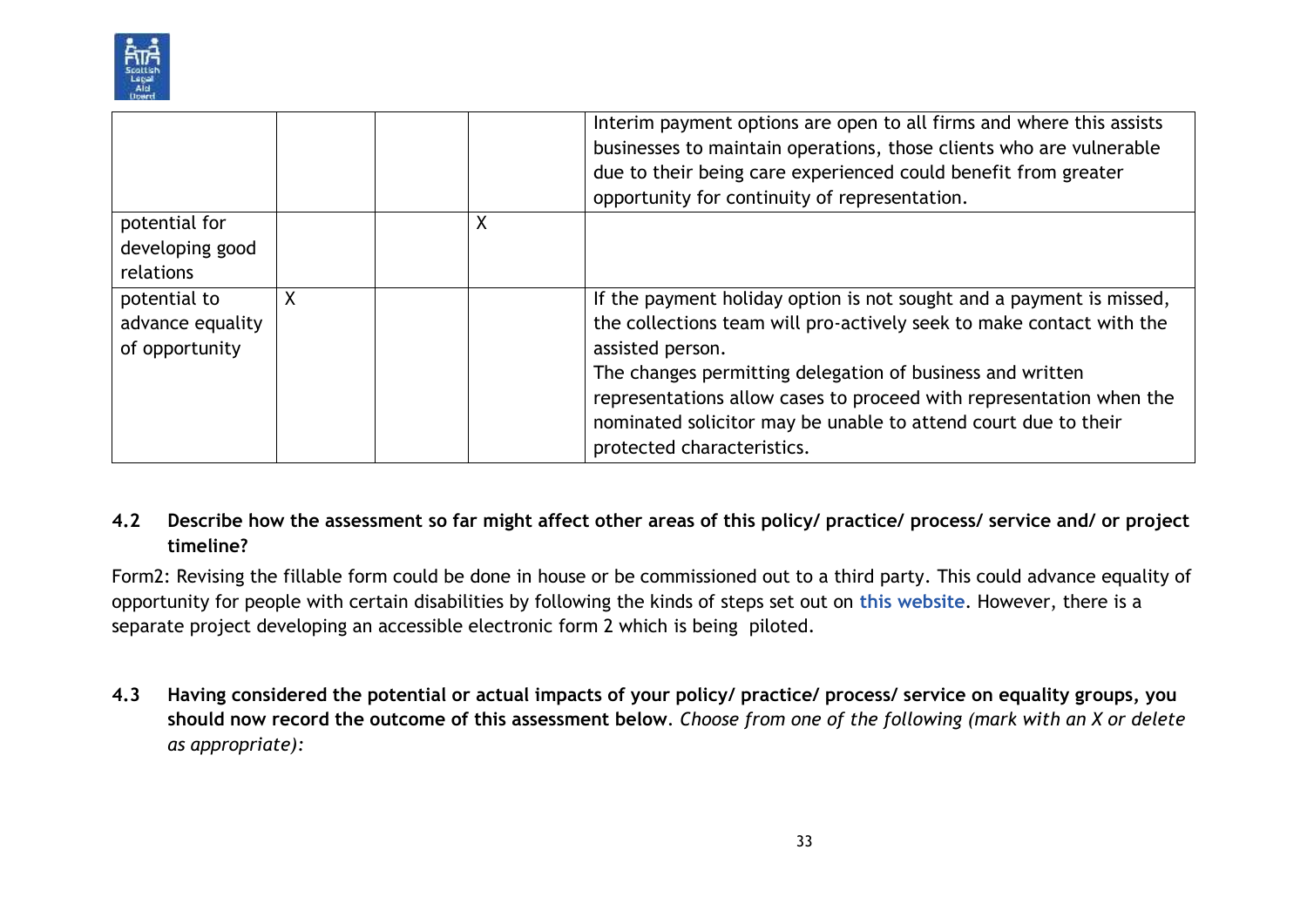| | | | | |
|---|---|---|---|---|
| | | | | Interim payment options are open to all firms and where this assists businesses to maintain operations, those clients who are vulnerable due to their being care experienced could benefit from greater opportunity for continuity of representation. |
| potential for developing good relations | | | X | |
| potential to advance equality of opportunity | X | | | If the payment holiday option is not sought and a payment is missed, the collections team will pro-actively seek to make contact with the assisted person.<br>The changes permitting delegation of business and written representations allow cases to proceed with representation when the nominated solicitor may be unable to attend court due to their protected characteristics. |

**4.2 Describe how the assessment so far might affect other areas of this policy/ practice/ process/ service and/ or project timeline?**

Form2: Revising the fillable form could be done in house or be commissioned out to a third party. This could advance equality of opportunity for people with certain disabilities by following the kinds of steps set out on **this website**. However, there is a separate project developing an accessible electronic form 2 which is being piloted.

**4.3 Having considered the potential or actual impacts of your policy/ practice/ process/ service on equality groups, you should now record the outcome of this assessment below**. *Choose from one of the following (mark with an X or delete as appropriate):*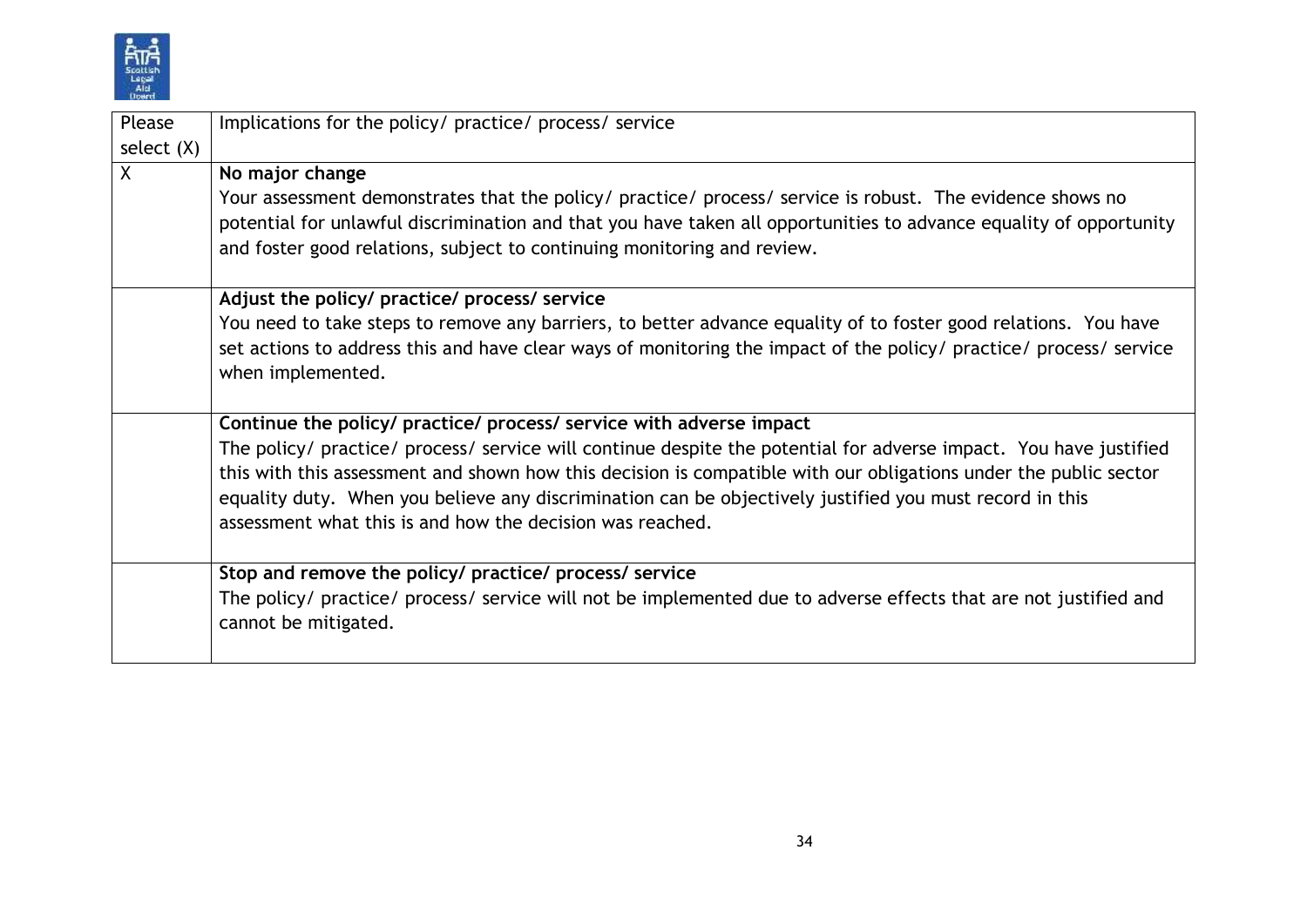| Please select (X) | Implications for the policy/ practice/ process/ service |
| --- | --- |
| X | **No major change**<br>Your assessment demonstrates that the policy/ practice/ process/ service is robust. The evidence shows no potential for unlawful discrimination and that you have taken all opportunities to advance equality of opportunity and foster good relations, subject to continuing monitoring and review. |
| | **Adjust the policy/ practice/ process/ service**<br>You need to take steps to remove any barriers, to better advance equality of to foster good relations. You have set actions to address this and have clear ways of monitoring the impact of the policy/ practice/ process/ service when implemented. |
| | **Continue the policy/ practice/ process/ service with adverse impact**<br>The policy/ practice/ process/ service will continue despite the potential for adverse impact. You have justified this with this assessment and shown how this decision is compatible with our obligations under the public sector equality duty. When you believe any discrimination can be objectively justified you must record in this assessment what this is and how the decision was reached. |
| | **Stop and remove the policy/ practice/ process/ service**<br>The policy/ practice/ process/ service will not be implemented due to adverse effects that are not justified and cannot be mitigated. |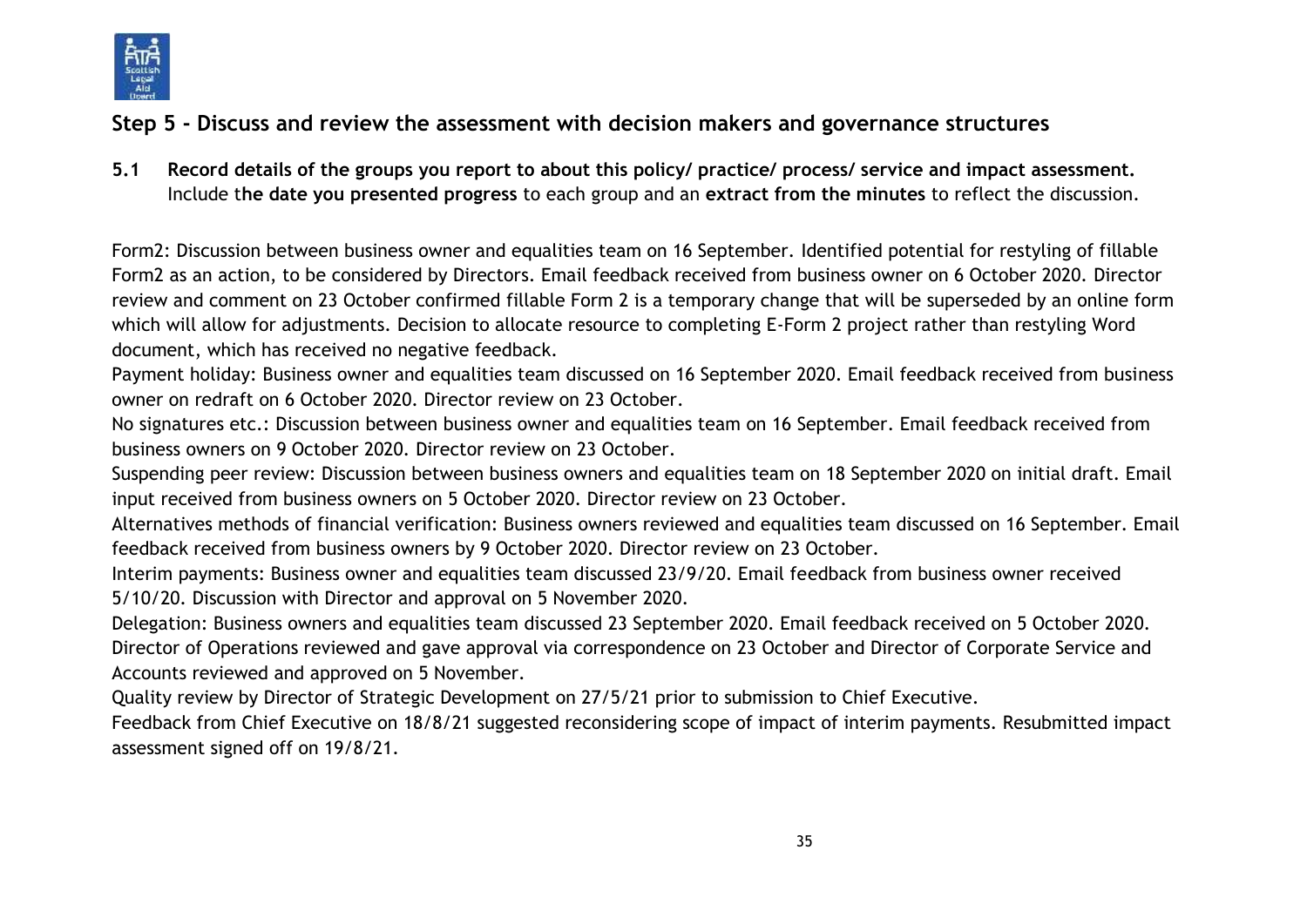## Step 5 - Discuss and review the assessment with decision makers and governance structures

**5.1 Record details of the groups you report to about this policy/ practice/ process/ service and impact assessment.** Include t**he date you presented progress** to each group and an **extract from the minutes** to reflect the discussion.

Form2: Discussion between business owner and equalities team on 16 September. Identified potential for restyling of fillable Form2 as an action, to be considered by Directors. Email feedback received from business owner on 6 October 2020. Director review and comment on 23 October confirmed fillable Form 2 is a temporary change that will be superseded by an online form which will allow for adjustments. Decision to allocate resource to completing E-Form 2 project rather than restyling Word document, which has received no negative feedback.

Payment holiday: Business owner and equalities team discussed on 16 September 2020. Email feedback received from business owner on redraft on 6 October 2020. Director review on 23 October.

No signatures etc.: Discussion between business owner and equalities team on 16 September. Email feedback received from business owners on 9 October 2020. Director review on 23 October.

Suspending peer review: Discussion between business owners and equalities team on 18 September 2020 on initial draft. Email input received from business owners on 5 October 2020. Director review on 23 October.

Alternatives methods of financial verification: Business owners reviewed and equalities team discussed on 16 September. Email feedback received from business owners by 9 October 2020. Director review on 23 October.

Interim payments: Business owner and equalities team discussed 23/9/20. Email feedback from business owner received 5/10/20. Discussion with Director and approval on 5 November 2020.

Delegation: Business owners and equalities team discussed 23 September 2020. Email feedback received on 5 October 2020. Director of Operations reviewed and gave approval via correspondence on 23 October and Director of Corporate Service and Accounts reviewed and approved on 5 November.

Quality review by Director of Strategic Development on 27/5/21 prior to submission to Chief Executive.

Feedback from Chief Executive on 18/8/21 suggested reconsidering scope of impact of interim payments. Resubmitted impact assessment signed off on 19/8/21.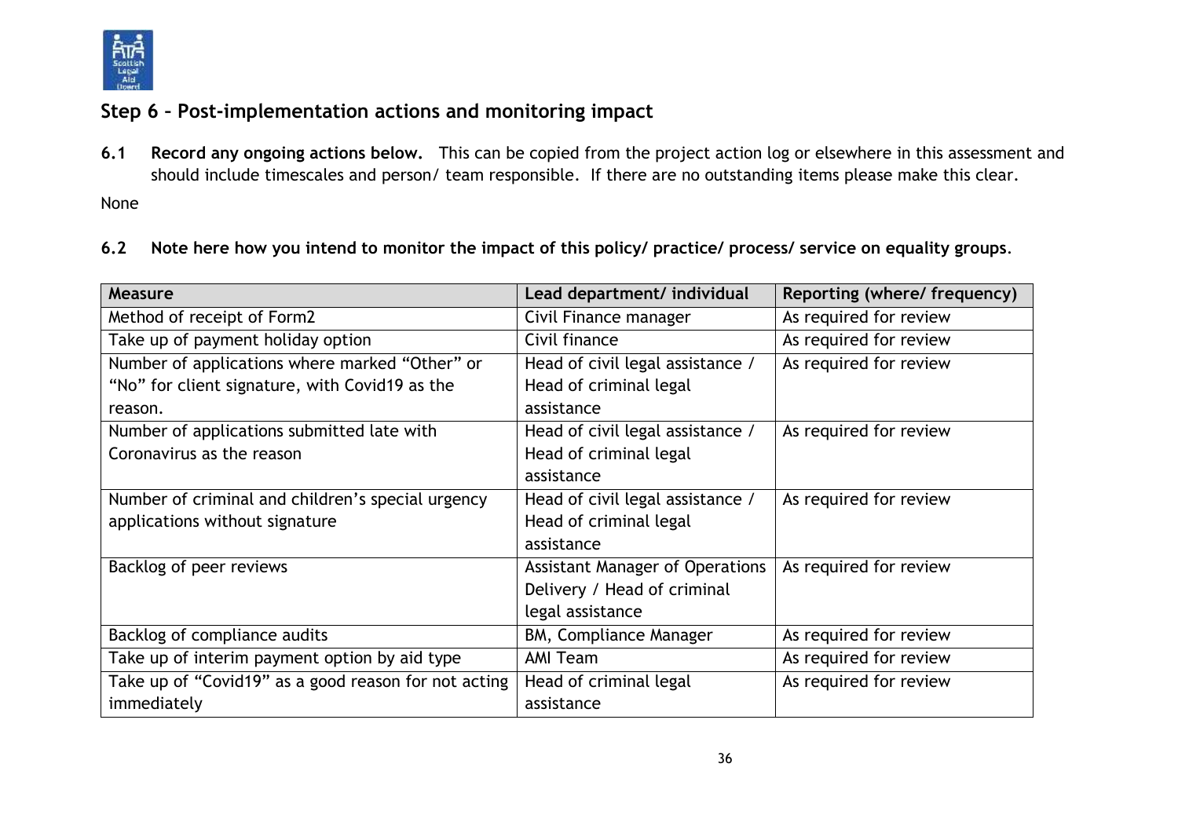## Step 6 – Post-implementation actions and monitoring impact

**6.1 Record any ongoing actions below.** This can be copied from the project action log or elsewhere in this assessment and should include timescales and person/ team responsible. If there are no outstanding items please make this clear.

None

**6.2 Note here how you intend to monitor the impact of this policy/ practice/ process/ service on equality groups.**

| Measure | Lead department/ individual | Reporting (where/ frequency) |
|---|---|---|
| Method of receipt of Form2 | Civil Finance manager | As required for review |
| Take up of payment holiday option | Civil finance | As required for review |
| Number of applications where marked "Other" or "No" for client signature, with Covid19 as the reason. | Head of civil legal assistance / Head of criminal legal assistance | As required for review |
| Number of applications submitted late with Coronavirus as the reason | Head of civil legal assistance / Head of criminal legal assistance | As required for review |
| Number of criminal and children's special urgency applications without signature | Head of civil legal assistance / Head of criminal legal assistance | As required for review |
| Backlog of peer reviews | Assistant Manager of Operations Delivery / Head of criminal legal assistance | As required for review |
| Backlog of compliance audits | BM, Compliance Manager | As required for review |
| Take up of interim payment option by aid type | AMI Team | As required for review |
| Take up of "Covid19" as a good reason for not acting immediately | Head of criminal legal assistance | As required for review |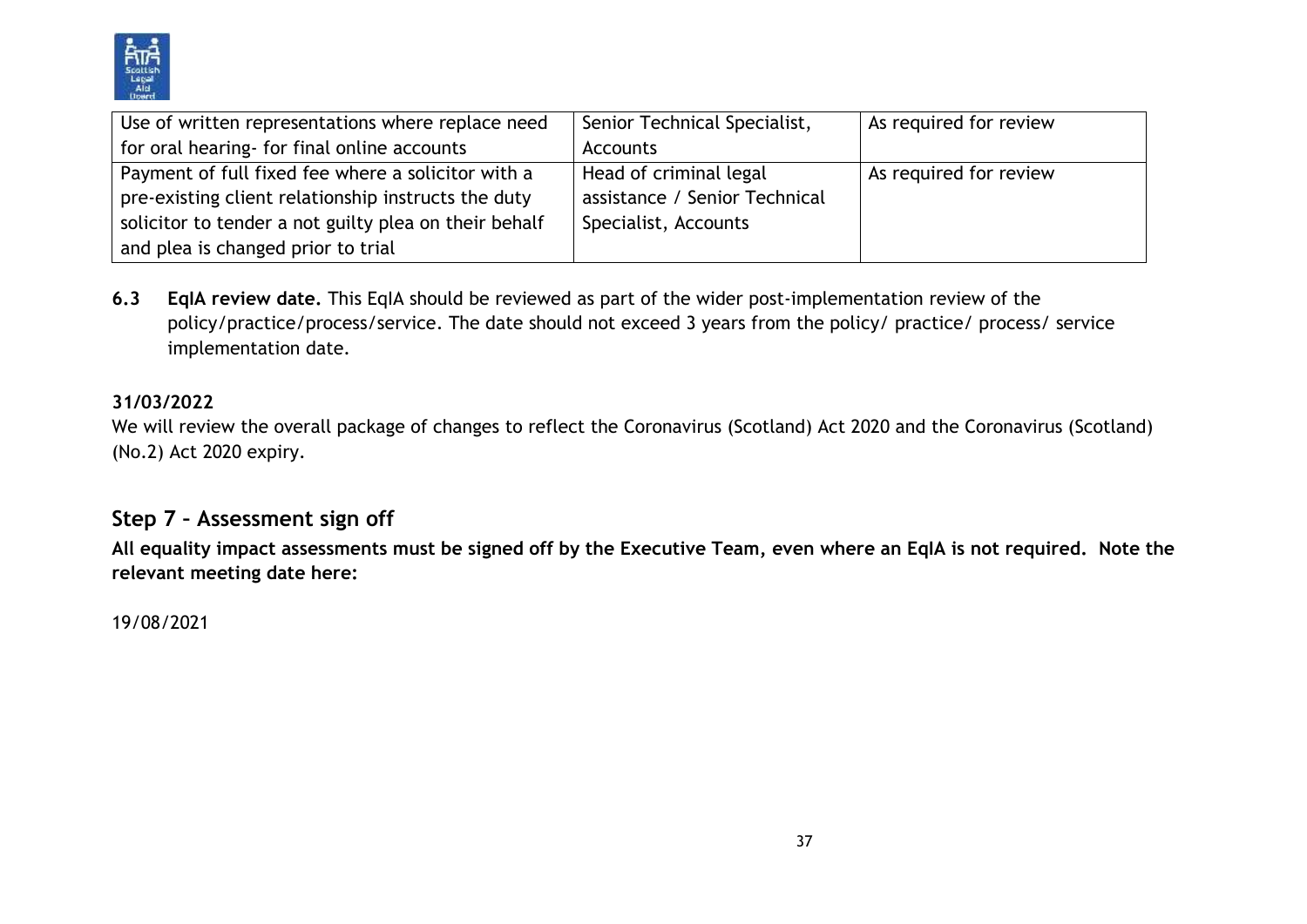| | | |
|---|---|---|
| Use of written representations where replace need for oral hearing- for final online accounts | Senior Technical Specialist, Accounts | As required for review |
| Payment of full fixed fee where a solicitor with a pre-existing client relationship instructs the duty solicitor to tender a not guilty plea on their behalf and plea is changed prior to trial | Head of criminal legal assistance / Senior Technical Specialist, Accounts | As required for review |

**6.3 EqIA review date.** This EqIA should be reviewed as part of the wider post-implementation review of the policy/practice/process/service. The date should not exceed 3 years from the policy/ practice/ process/ service implementation date.

**31/03/2022**

We will review the overall package of changes to reflect the Coronavirus (Scotland) Act 2020 and the Coronavirus (Scotland) (No.2) Act 2020 expiry.

## Step 7 – Assessment sign off

**All equality impact assessments must be signed off by the Executive Team, even where an EqIA is not required. Note the relevant meeting date here:**

19/08/2021